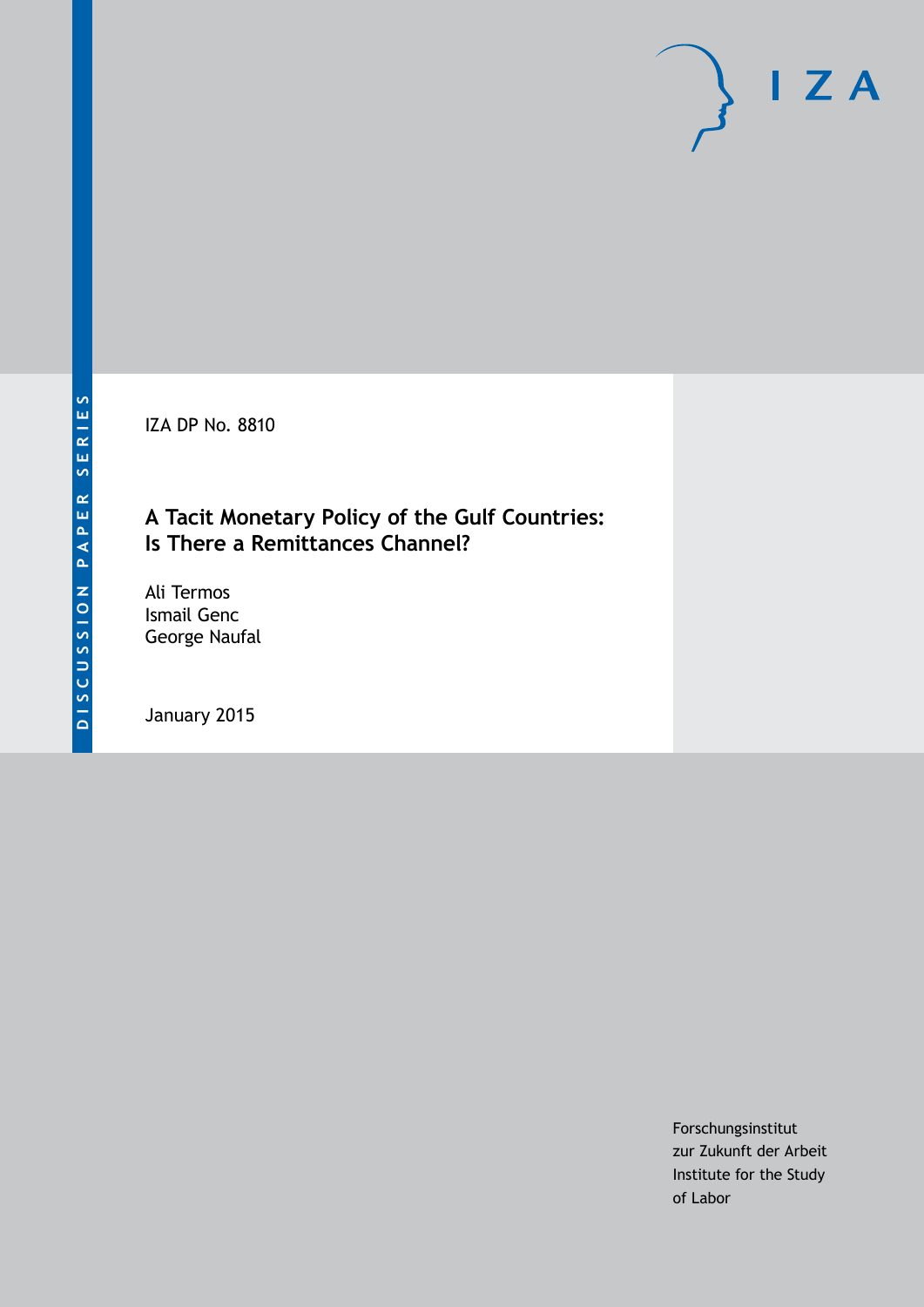DISCUSSION PAPER SERIES

IZA DP No. 8810

# A Tacit Monetary Policy of the Gulf Countries: Is There a Remittances Channel?

Ali Termos
Ismail Genc
George Naufal

January 2015

Forschungsinstitut
zur Zukunft der Arbeit
Institute for the Study
of Labor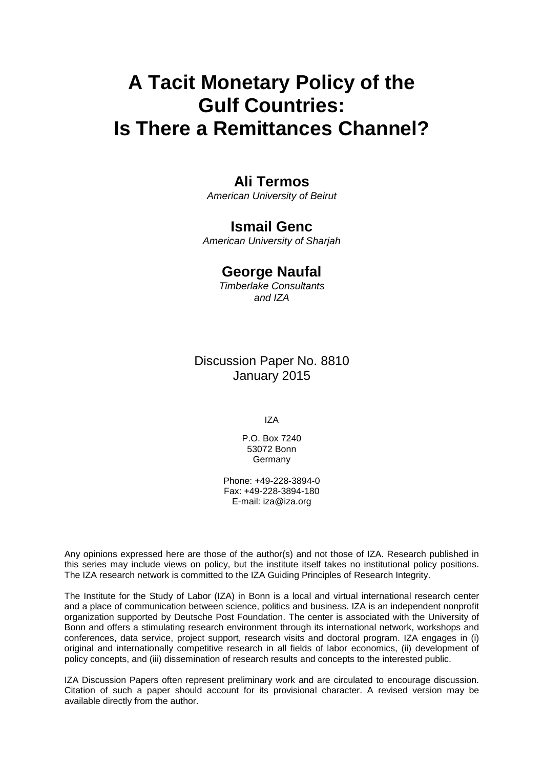# A Tacit Monetary Policy of the Gulf Countries: Is There a Remittances Channel?

**Ali Termos**
*American University of Beirut*

**Ismail Genc**
*American University of Sharjah*

**George Naufal**
*Timberlake Consultants and IZA*

Discussion Paper No. 8810
January 2015

IZA

P.O. Box 7240
53072 Bonn
Germany

Phone: +49-228-3894-0
Fax: +49-228-3894-180
E-mail: iza@iza.org

Any opinions expressed here are those of the author(s) and not those of IZA. Research published in this series may include views on policy, but the institute itself takes no institutional policy positions. The IZA research network is committed to the IZA Guiding Principles of Research Integrity.

The Institute for the Study of Labor (IZA) in Bonn is a local and virtual international research center and a place of communication between science, politics and business. IZA is an independent nonprofit organization supported by Deutsche Post Foundation. The center is associated with the University of Bonn and offers a stimulating research environment through its international network, workshops and conferences, data service, project support, research visits and doctoral program. IZA engages in (i) original and internationally competitive research in all fields of labor economics, (ii) development of policy concepts, and (iii) dissemination of research results and concepts to the interested public.

IZA Discussion Papers often represent preliminary work and are circulated to encourage discussion. Citation of such a paper should account for its provisional character. A revised version may be available directly from the author.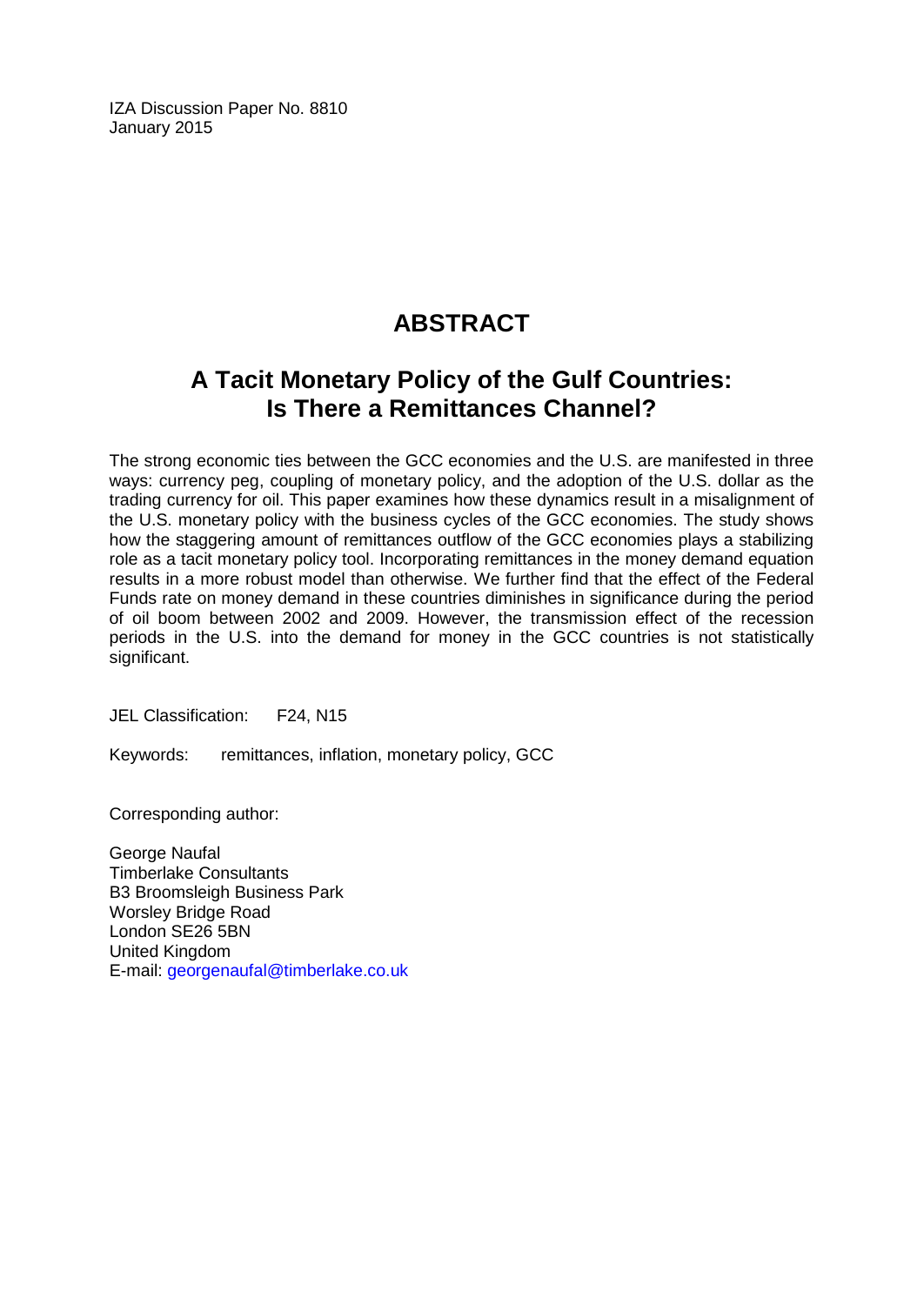IZA Discussion Paper No. 8810
January 2015

# ABSTRACT

## A Tacit Monetary Policy of the Gulf Countries: Is There a Remittances Channel?

The strong economic ties between the GCC economies and the U.S. are manifested in three ways: currency peg, coupling of monetary policy, and the adoption of the U.S. dollar as the trading currency for oil. This paper examines how these dynamics result in a misalignment of the U.S. monetary policy with the business cycles of the GCC economies. The study shows how the staggering amount of remittances outflow of the GCC economies plays a stabilizing role as a tacit monetary policy tool. Incorporating remittances in the money demand equation results in a more robust model than otherwise. We further find that the effect of the Federal Funds rate on money demand in these countries diminishes in significance during the period of oil boom between 2002 and 2009. However, the transmission effect of the recession periods in the U.S. into the demand for money in the GCC countries is not statistically significant.

JEL Classification: F24, N15

Keywords: remittances, inflation, monetary policy, GCC

Corresponding author:

George Naufal
Timberlake Consultants
B3 Broomsleigh Business Park
Worsley Bridge Road
London SE26 5BN
United Kingdom
E-mail: georgenaufal@timberlake.co.uk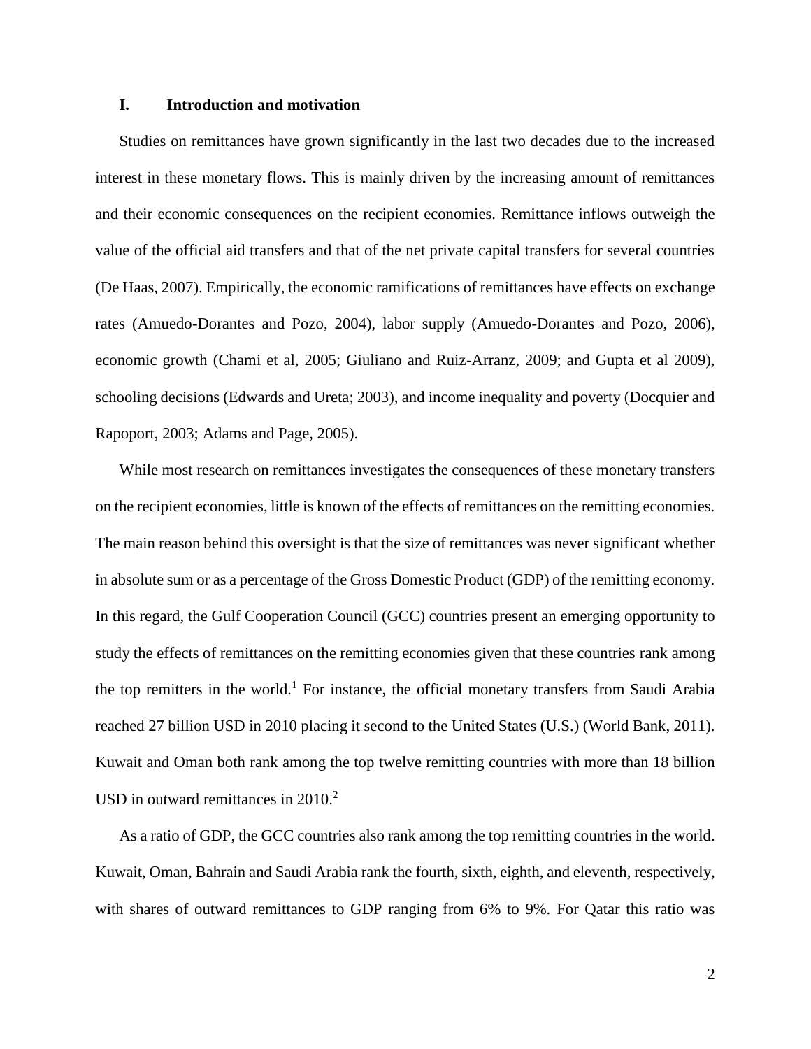## I. Introduction and motivation

Studies on remittances have grown significantly in the last two decades due to the increased interest in these monetary flows. This is mainly driven by the increasing amount of remittances and their economic consequences on the recipient economies. Remittance inflows outweigh the value of the official aid transfers and that of the net private capital transfers for several countries (De Haas, 2007). Empirically, the economic ramifications of remittances have effects on exchange rates (Amuedo-Dorantes and Pozo, 2004), labor supply (Amuedo-Dorantes and Pozo, 2006), economic growth (Chami et al, 2005; Giuliano and Ruiz-Arranz, 2009; and Gupta et al 2009), schooling decisions (Edwards and Ureta; 2003), and income inequality and poverty (Docquier and Rapoport, 2003; Adams and Page, 2005).

While most research on remittances investigates the consequences of these monetary transfers on the recipient economies, little is known of the effects of remittances on the remitting economies. The main reason behind this oversight is that the size of remittances was never significant whether in absolute sum or as a percentage of the Gross Domestic Product (GDP) of the remitting economy. In this regard, the Gulf Cooperation Council (GCC) countries present an emerging opportunity to study the effects of remittances on the remitting economies given that these countries rank among the top remitters in the world.[1] For instance, the official monetary transfers from Saudi Arabia reached 27 billion USD in 2010 placing it second to the United States (U.S.) (World Bank, 2011). Kuwait and Oman both rank among the top twelve remitting countries with more than 18 billion USD in outward remittances in 2010.[2]

As a ratio of GDP, the GCC countries also rank among the top remitting countries in the world. Kuwait, Oman, Bahrain and Saudi Arabia rank the fourth, sixth, eighth, and eleventh, respectively, with shares of outward remittances to GDP ranging from 6% to 9%. For Qatar this ratio was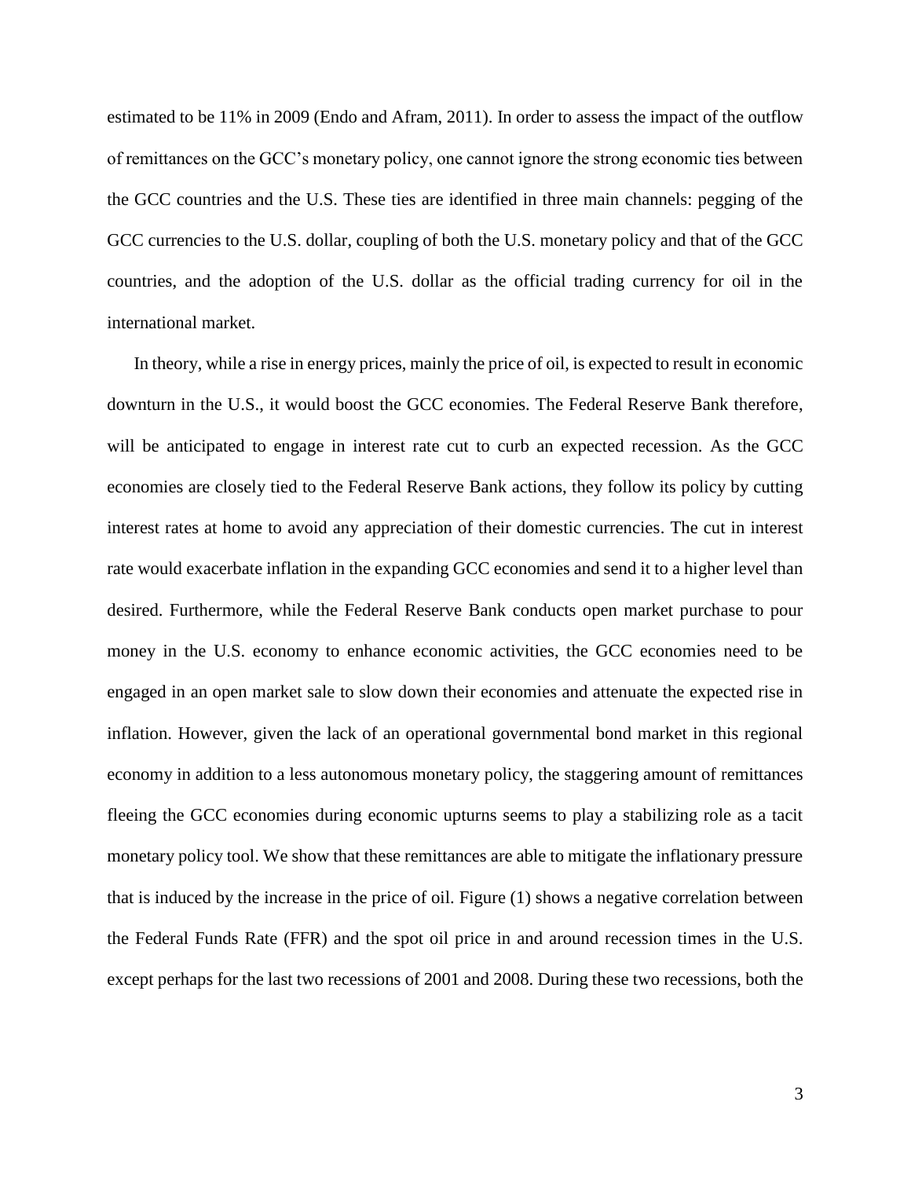estimated to be 11% in 2009 (Endo and Afram, 2011). In order to assess the impact of the outflow of remittances on the GCC's monetary policy, one cannot ignore the strong economic ties between the GCC countries and the U.S. These ties are identified in three main channels: pegging of the GCC currencies to the U.S. dollar, coupling of both the U.S. monetary policy and that of the GCC countries, and the adoption of the U.S. dollar as the official trading currency for oil in the international market.

In theory, while a rise in energy prices, mainly the price of oil, is expected to result in economic downturn in the U.S., it would boost the GCC economies. The Federal Reserve Bank therefore, will be anticipated to engage in interest rate cut to curb an expected recession. As the GCC economies are closely tied to the Federal Reserve Bank actions, they follow its policy by cutting interest rates at home to avoid any appreciation of their domestic currencies. The cut in interest rate would exacerbate inflation in the expanding GCC economies and send it to a higher level than desired. Furthermore, while the Federal Reserve Bank conducts open market purchase to pour money in the U.S. economy to enhance economic activities, the GCC economies need to be engaged in an open market sale to slow down their economies and attenuate the expected rise in inflation. However, given the lack of an operational governmental bond market in this regional economy in addition to a less autonomous monetary policy, the staggering amount of remittances fleeing the GCC economies during economic upturns seems to play a stabilizing role as a tacit monetary policy tool. We show that these remittances are able to mitigate the inflationary pressure that is induced by the increase in the price of oil. Figure (1) shows a negative correlation between the Federal Funds Rate (FFR) and the spot oil price in and around recession times in the U.S. except perhaps for the last two recessions of 2001 and 2008. During these two recessions, both the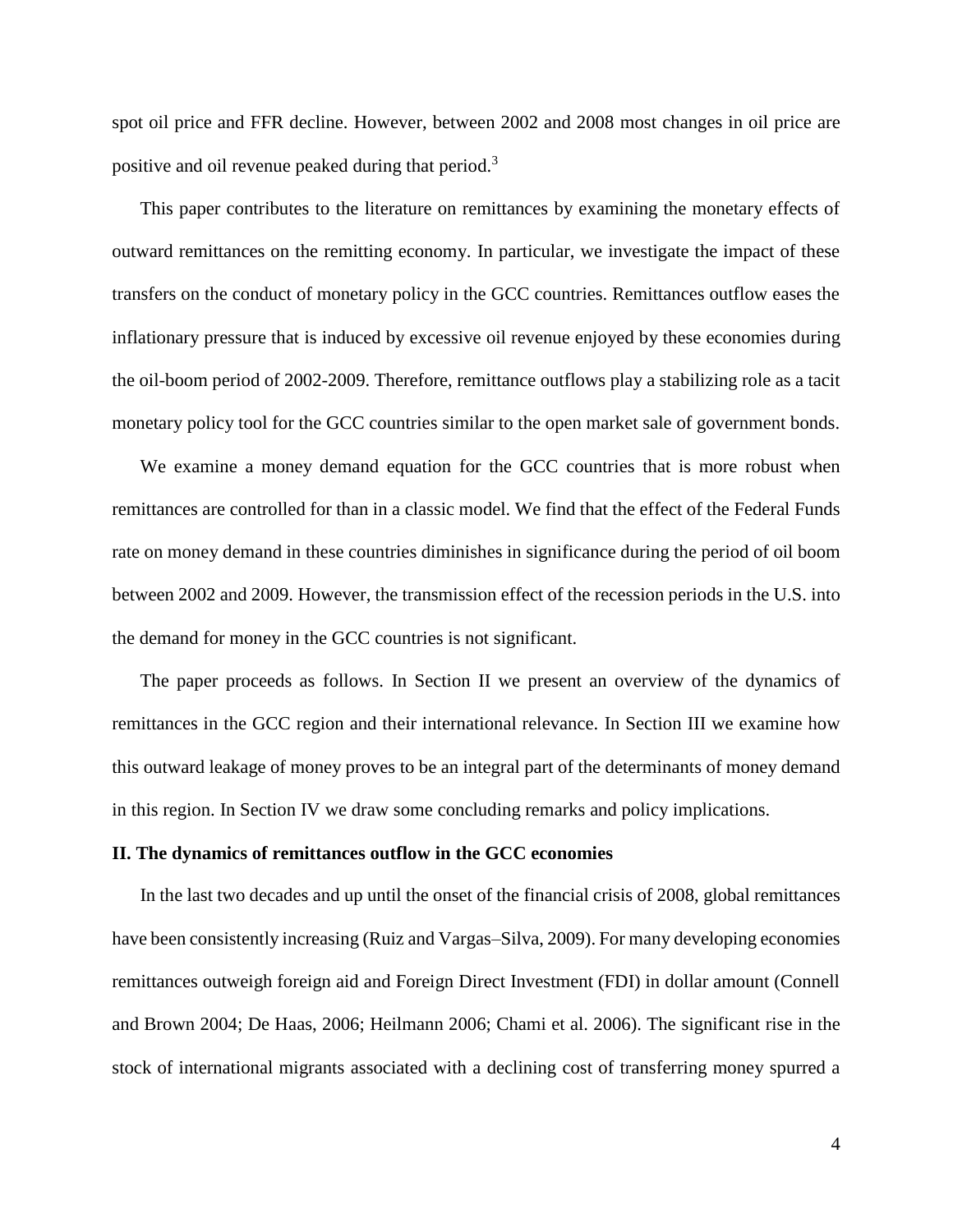spot oil price and FFR decline. However, between 2002 and 2008 most changes in oil price are positive and oil revenue peaked during that period.[3]

This paper contributes to the literature on remittances by examining the monetary effects of outward remittances on the remitting economy. In particular, we investigate the impact of these transfers on the conduct of monetary policy in the GCC countries. Remittances outflow eases the inflationary pressure that is induced by excessive oil revenue enjoyed by these economies during the oil-boom period of 2002-2009. Therefore, remittance outflows play a stabilizing role as a tacit monetary policy tool for the GCC countries similar to the open market sale of government bonds.

We examine a money demand equation for the GCC countries that is more robust when remittances are controlled for than in a classic model. We find that the effect of the Federal Funds rate on money demand in these countries diminishes in significance during the period of oil boom between 2002 and 2009. However, the transmission effect of the recession periods in the U.S. into the demand for money in the GCC countries is not significant.

The paper proceeds as follows. In Section II we present an overview of the dynamics of remittances in the GCC region and their international relevance. In Section III we examine how this outward leakage of money proves to be an integral part of the determinants of money demand in this region. In Section IV we draw some concluding remarks and policy implications.

## II. The dynamics of remittances outflow in the GCC economies

In the last two decades and up until the onset of the financial crisis of 2008, global remittances have been consistently increasing (Ruiz and Vargas–Silva, 2009). For many developing economies remittances outweigh foreign aid and Foreign Direct Investment (FDI) in dollar amount (Connell and Brown 2004; De Haas, 2006; Heilmann 2006; Chami et al. 2006). The significant rise in the stock of international migrants associated with a declining cost of transferring money spurred a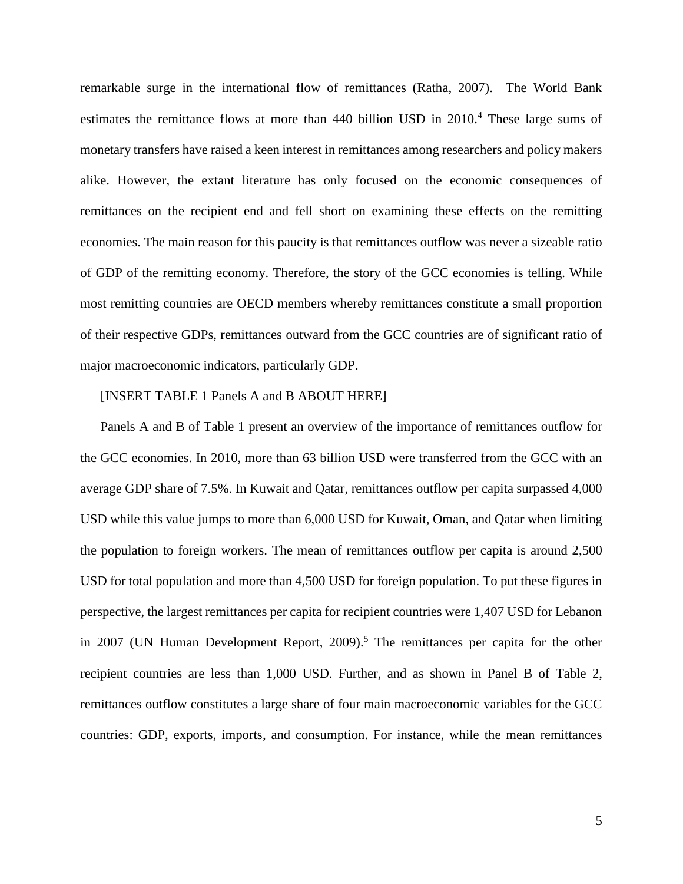remarkable surge in the international flow of remittances (Ratha, 2007). The World Bank estimates the remittance flows at more than 440 billion USD in 2010.[4] These large sums of monetary transfers have raised a keen interest in remittances among researchers and policy makers alike. However, the extant literature has only focused on the economic consequences of remittances on the recipient end and fell short on examining these effects on the remitting economies. The main reason for this paucity is that remittances outflow was never a sizeable ratio of GDP of the remitting economy. Therefore, the story of the GCC economies is telling. While most remitting countries are OECD members whereby remittances constitute a small proportion of their respective GDPs, remittances outward from the GCC countries are of significant ratio of major macroeconomic indicators, particularly GDP.

[INSERT TABLE 1 Panels A and B ABOUT HERE]

Panels A and B of Table 1 present an overview of the importance of remittances outflow for the GCC economies. In 2010, more than 63 billion USD were transferred from the GCC with an average GDP share of 7.5%. In Kuwait and Qatar, remittances outflow per capita surpassed 4,000 USD while this value jumps to more than 6,000 USD for Kuwait, Oman, and Qatar when limiting the population to foreign workers. The mean of remittances outflow per capita is around 2,500 USD for total population and more than 4,500 USD for foreign population. To put these figures in perspective, the largest remittances per capita for recipient countries were 1,407 USD for Lebanon in 2007 (UN Human Development Report, 2009).[5] The remittances per capita for the other recipient countries are less than 1,000 USD. Further, and as shown in Panel B of Table 2, remittances outflow constitutes a large share of four main macroeconomic variables for the GCC countries: GDP, exports, imports, and consumption. For instance, while the mean remittances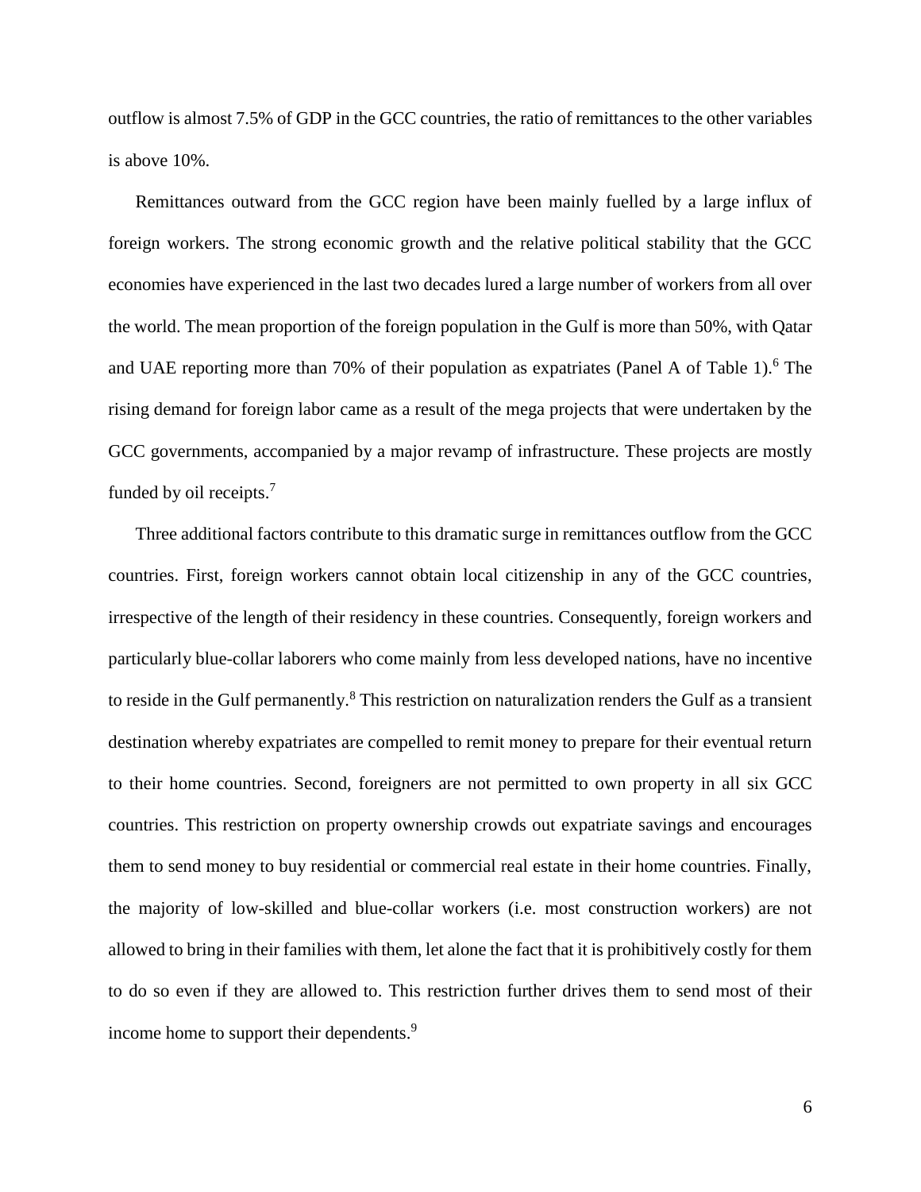outflow is almost 7.5% of GDP in the GCC countries, the ratio of remittances to the other variables is above 10%.

Remittances outward from the GCC region have been mainly fuelled by a large influx of foreign workers. The strong economic growth and the relative political stability that the GCC economies have experienced in the last two decades lured a large number of workers from all over the world. The mean proportion of the foreign population in the Gulf is more than 50%, with Qatar and UAE reporting more than 70% of their population as expatriates (Panel A of Table 1).[6] The rising demand for foreign labor came as a result of the mega projects that were undertaken by the GCC governments, accompanied by a major revamp of infrastructure. These projects are mostly funded by oil receipts.[7]

Three additional factors contribute to this dramatic surge in remittances outflow from the GCC countries. First, foreign workers cannot obtain local citizenship in any of the GCC countries, irrespective of the length of their residency in these countries. Consequently, foreign workers and particularly blue-collar laborers who come mainly from less developed nations, have no incentive to reside in the Gulf permanently.[8] This restriction on naturalization renders the Gulf as a transient destination whereby expatriates are compelled to remit money to prepare for their eventual return to their home countries. Second, foreigners are not permitted to own property in all six GCC countries. This restriction on property ownership crowds out expatriate savings and encourages them to send money to buy residential or commercial real estate in their home countries. Finally, the majority of low-skilled and blue-collar workers (i.e. most construction workers) are not allowed to bring in their families with them, let alone the fact that it is prohibitively costly for them to do so even if they are allowed to. This restriction further drives them to send most of their income home to support their dependents.[9]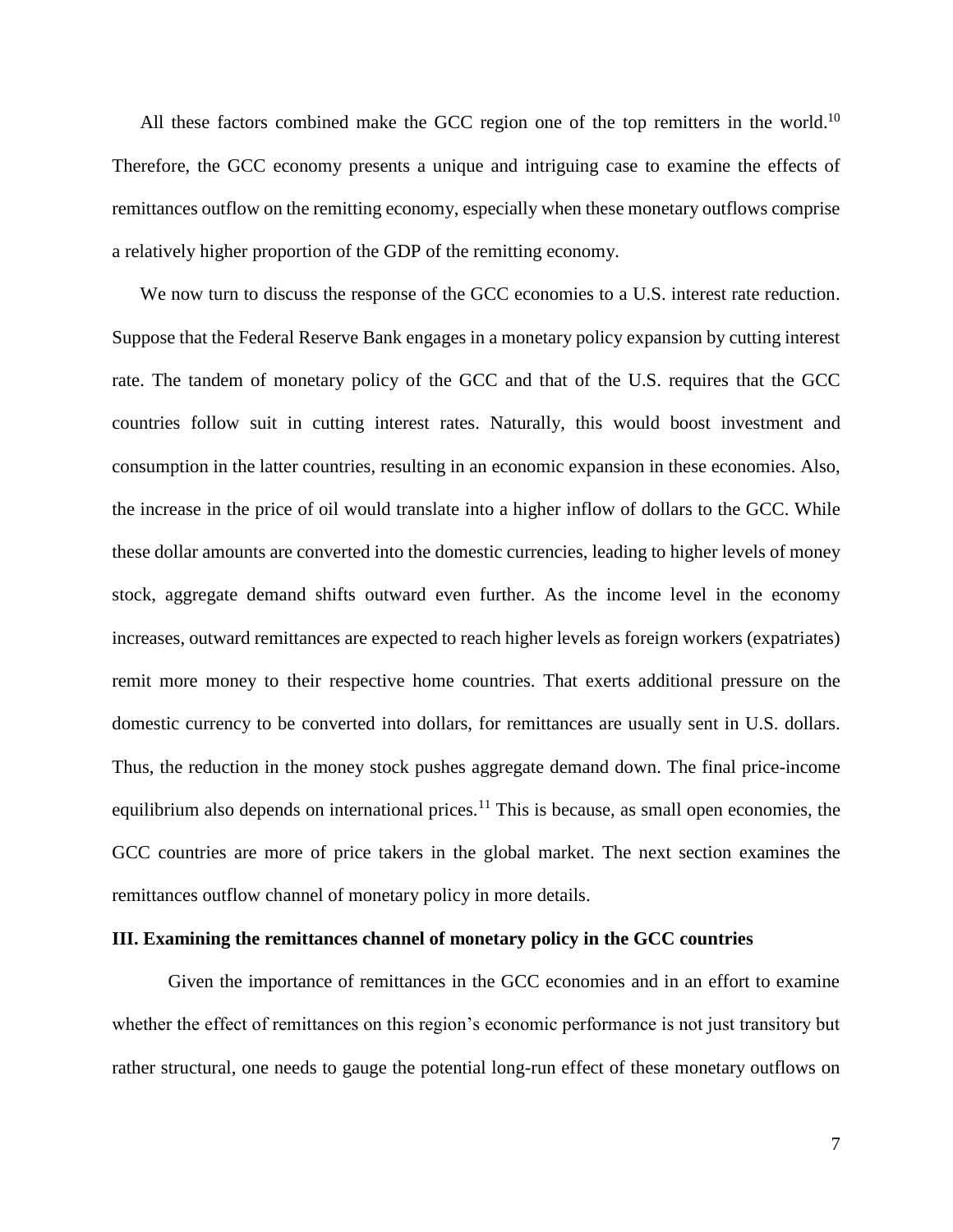All these factors combined make the GCC region one of the top remitters in the world.[10] Therefore, the GCC economy presents a unique and intriguing case to examine the effects of remittances outflow on the remitting economy, especially when these monetary outflows comprise a relatively higher proportion of the GDP of the remitting economy.

We now turn to discuss the response of the GCC economies to a U.S. interest rate reduction. Suppose that the Federal Reserve Bank engages in a monetary policy expansion by cutting interest rate. The tandem of monetary policy of the GCC and that of the U.S. requires that the GCC countries follow suit in cutting interest rates. Naturally, this would boost investment and consumption in the latter countries, resulting in an economic expansion in these economies. Also, the increase in the price of oil would translate into a higher inflow of dollars to the GCC. While these dollar amounts are converted into the domestic currencies, leading to higher levels of money stock, aggregate demand shifts outward even further. As the income level in the economy increases, outward remittances are expected to reach higher levels as foreign workers (expatriates) remit more money to their respective home countries. That exerts additional pressure on the domestic currency to be converted into dollars, for remittances are usually sent in U.S. dollars. Thus, the reduction in the money stock pushes aggregate demand down. The final price-income equilibrium also depends on international prices.[11] This is because, as small open economies, the GCC countries are more of price takers in the global market. The next section examines the remittances outflow channel of monetary policy in more details.

## III. Examining the remittances channel of monetary policy in the GCC countries

Given the importance of remittances in the GCC economies and in an effort to examine whether the effect of remittances on this region's economic performance is not just transitory but rather structural, one needs to gauge the potential long-run effect of these monetary outflows on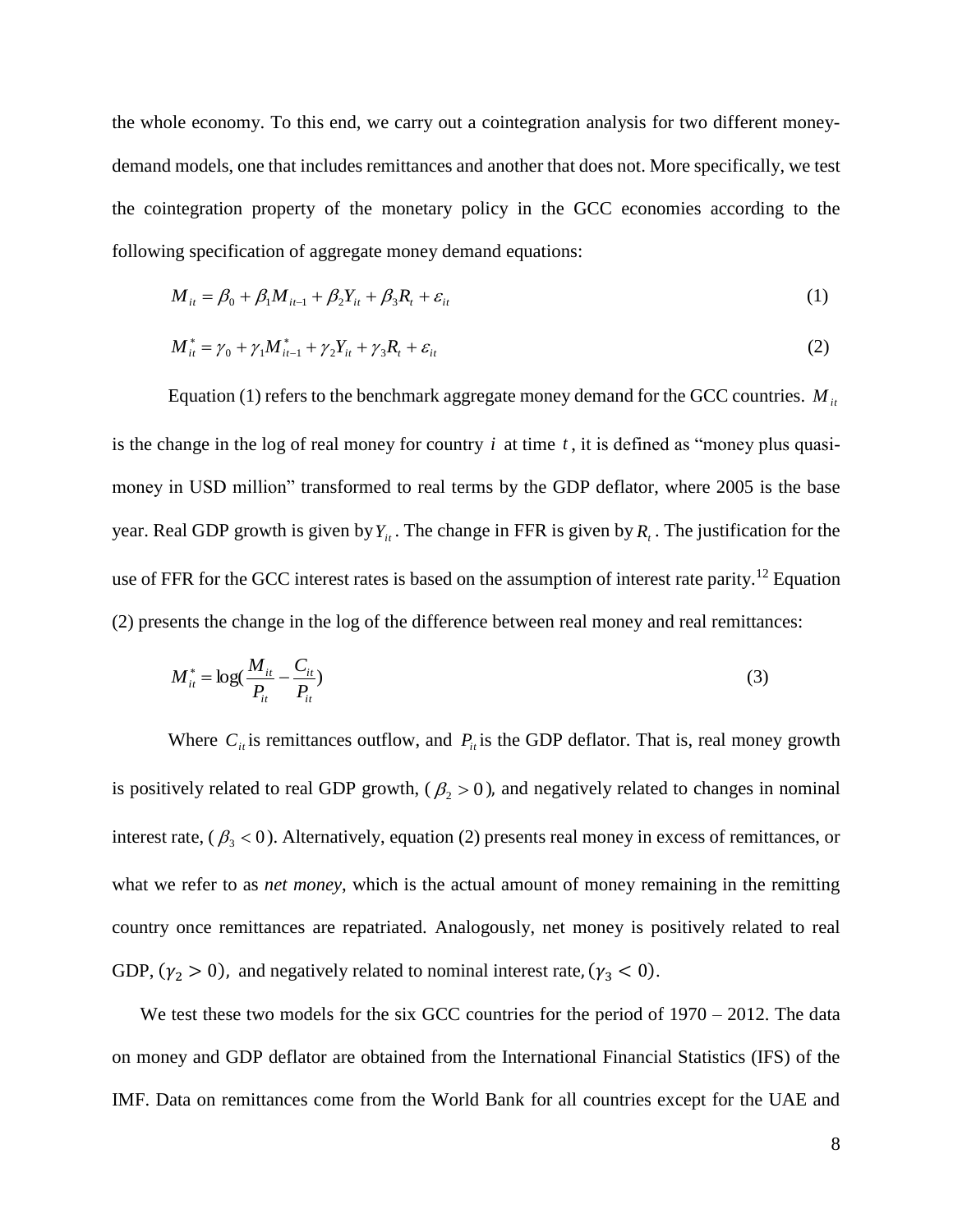the whole economy. To this end, we carry out a cointegration analysis for two different money-demand models, one that includes remittances and another that does not. More specifically, we test the cointegration property of the monetary policy in the GCC economies according to the following specification of aggregate money demand equations:

$$M_{it} = \beta_0 + \beta_1 M_{it-1} + \beta_2 Y_{it} + \beta_3 R_t + \varepsilon_{it} \tag{1}$$

$$M^*_{it} = \gamma_0 + \gamma_1 M^*_{it-1} + \gamma_2 Y_{it} + \gamma_3 R_t + \varepsilon_{it} \tag{2}$$

Equation (1) refers to the benchmark aggregate money demand for the GCC countries. $M_{it}$ is the change in the log of real money for country $i$ at time $t$, it is defined as "money plus quasi-money in USD million" transformed to real terms by the GDP deflator, where 2005 is the base year. Real GDP growth is given by $Y_{it}$. The change in FFR is given by $R_t$. The justification for the use of FFR for the GCC interest rates is based on the assumption of interest rate parity.[12] Equation (2) presents the change in the log of the difference between real money and real remittances:

$$M^*_{it} = \log\left(\frac{M_{it}}{P_{it}} - \frac{C_{it}}{P_{it}}\right) \tag{3}$$

Where $C_{it}$ is remittances outflow, and $P_{it}$ is the GDP deflator. That is, real money growth is positively related to real GDP growth, ($\beta_2 > 0$), and negatively related to changes in nominal interest rate, ($\beta_3 < 0$). Alternatively, equation (2) presents real money in excess of remittances, or what we refer to as *net money*, which is the actual amount of money remaining in the remitting country once remittances are repatriated. Analogously, net money is positively related to real GDP, ($\gamma_2 > 0$), and negatively related to nominal interest rate, ($\gamma_3 < 0$).

We test these two models for the six GCC countries for the period of 1970 – 2012. The data on money and GDP deflator are obtained from the International Financial Statistics (IFS) of the IMF. Data on remittances come from the World Bank for all countries except for the UAE and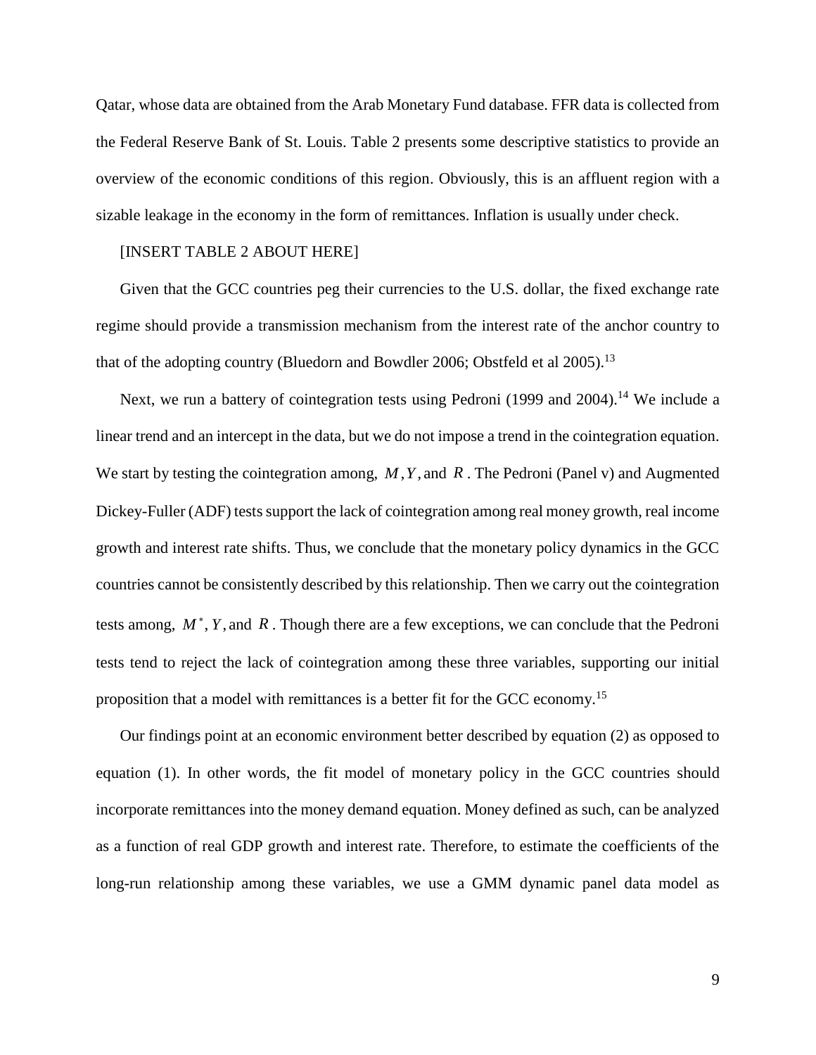Qatar, whose data are obtained from the Arab Monetary Fund database. FFR data is collected from the Federal Reserve Bank of St. Louis. Table 2 presents some descriptive statistics to provide an overview of the economic conditions of this region. Obviously, this is an affluent region with a sizable leakage in the economy in the form of remittances. Inflation is usually under check.

[INSERT TABLE 2 ABOUT HERE]

Given that the GCC countries peg their currencies to the U.S. dollar, the fixed exchange rate regime should provide a transmission mechanism from the interest rate of the anchor country to that of the adopting country (Bluedorn and Bowdler 2006; Obstfeld et al 2005).[13]

Next, we run a battery of cointegration tests using Pedroni (1999 and 2004).[14] We include a linear trend and an intercept in the data, but we do not impose a trend in the cointegration equation. We start by testing the cointegration among, $M, Y$, and $R$. The Pedroni (Panel v) and Augmented Dickey-Fuller (ADF) tests support the lack of cointegration among real money growth, real income growth and interest rate shifts. Thus, we conclude that the monetary policy dynamics in the GCC countries cannot be consistently described by this relationship. Then we carry out the cointegration tests among, $M^*, Y$, and $R$. Though there are a few exceptions, we can conclude that the Pedroni tests tend to reject the lack of cointegration among these three variables, supporting our initial proposition that a model with remittances is a better fit for the GCC economy.[15]

Our findings point at an economic environment better described by equation (2) as opposed to equation (1). In other words, the fit model of monetary policy in the GCC countries should incorporate remittances into the money demand equation. Money defined as such, can be analyzed as a function of real GDP growth and interest rate. Therefore, to estimate the coefficients of the long-run relationship among these variables, we use a GMM dynamic panel data model as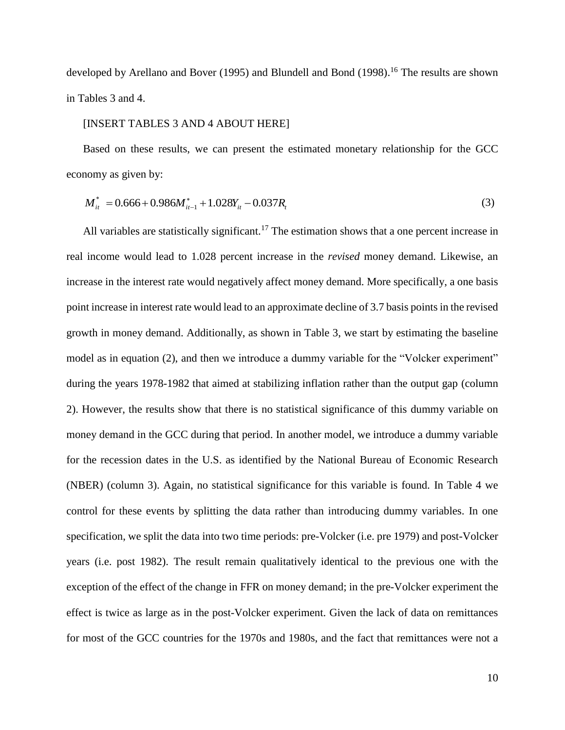developed by Arellano and Bover (1995) and Blundell and Bond (1998).[16] The results are shown in Tables 3 and 4.

[INSERT TABLES 3 AND 4 ABOUT HERE]

Based on these results, we can present the estimated monetary relationship for the GCC economy as given by:

$$M_{it}^{*} = 0.666 + 0.986 M_{it-1}^{*} + 1.028 Y_{it} - 0.037 R_{t} \tag{3}$$

All variables are statistically significant.[17] The estimation shows that a one percent increase in real income would lead to 1.028 percent increase in the *revised* money demand. Likewise, an increase in the interest rate would negatively affect money demand. More specifically, a one basis point increase in interest rate would lead to an approximate decline of 3.7 basis points in the revised growth in money demand. Additionally, as shown in Table 3, we start by estimating the baseline model as in equation (2), and then we introduce a dummy variable for the "Volcker experiment" during the years 1978-1982 that aimed at stabilizing inflation rather than the output gap (column 2). However, the results show that there is no statistical significance of this dummy variable on money demand in the GCC during that period. In another model, we introduce a dummy variable for the recession dates in the U.S. as identified by the National Bureau of Economic Research (NBER) (column 3). Again, no statistical significance for this variable is found. In Table 4 we control for these events by splitting the data rather than introducing dummy variables. In one specification, we split the data into two time periods: pre-Volcker (i.e. pre 1979) and post-Volcker years (i.e. post 1982). The result remain qualitatively identical to the previous one with the exception of the effect of the change in FFR on money demand; in the pre-Volcker experiment the effect is twice as large as in the post-Volcker experiment. Given the lack of data on remittances for most of the GCC countries for the 1970s and 1980s, and the fact that remittances were not a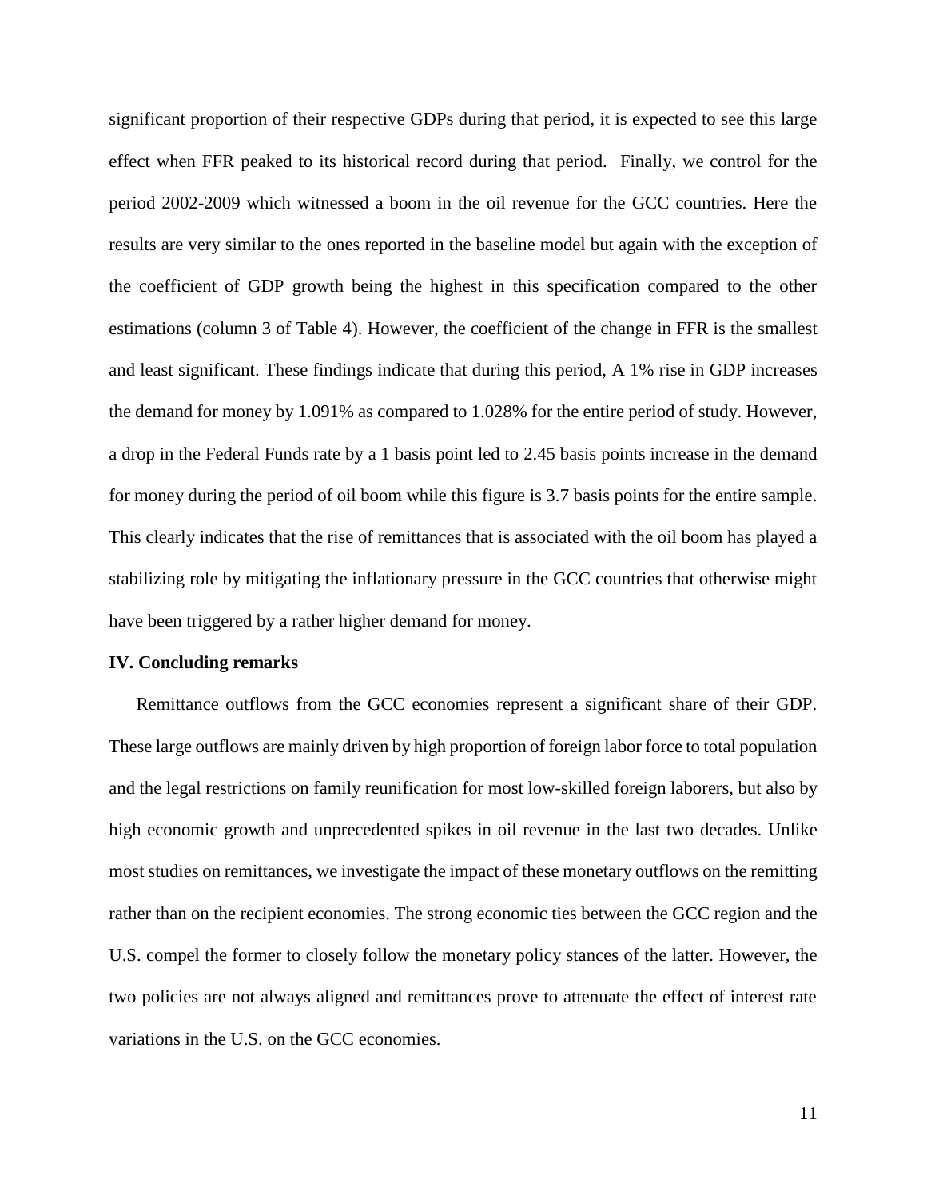significant proportion of their respective GDPs during that period, it is expected to see this large effect when FFR peaked to its historical record during that period. Finally, we control for the period 2002-2009 which witnessed a boom in the oil revenue for the GCC countries. Here the results are very similar to the ones reported in the baseline model but again with the exception of the coefficient of GDP growth being the highest in this specification compared to the other estimations (column 3 of Table 4). However, the coefficient of the change in FFR is the smallest and least significant. These findings indicate that during this period, A 1% rise in GDP increases the demand for money by 1.091% as compared to 1.028% for the entire period of study. However, a drop in the Federal Funds rate by a 1 basis point led to 2.45 basis points increase in the demand for money during the period of oil boom while this figure is 3.7 basis points for the entire sample. This clearly indicates that the rise of remittances that is associated with the oil boom has played a stabilizing role by mitigating the inflationary pressure in the GCC countries that otherwise might have been triggered by a rather higher demand for money.

## IV. Concluding remarks

Remittance outflows from the GCC economies represent a significant share of their GDP. These large outflows are mainly driven by high proportion of foreign labor force to total population and the legal restrictions on family reunification for most low-skilled foreign laborers, but also by high economic growth and unprecedented spikes in oil revenue in the last two decades. Unlike most studies on remittances, we investigate the impact of these monetary outflows on the remitting rather than on the recipient economies. The strong economic ties between the GCC region and the U.S. compel the former to closely follow the monetary policy stances of the latter. However, the two policies are not always aligned and remittances prove to attenuate the effect of interest rate variations in the U.S. on the GCC economies.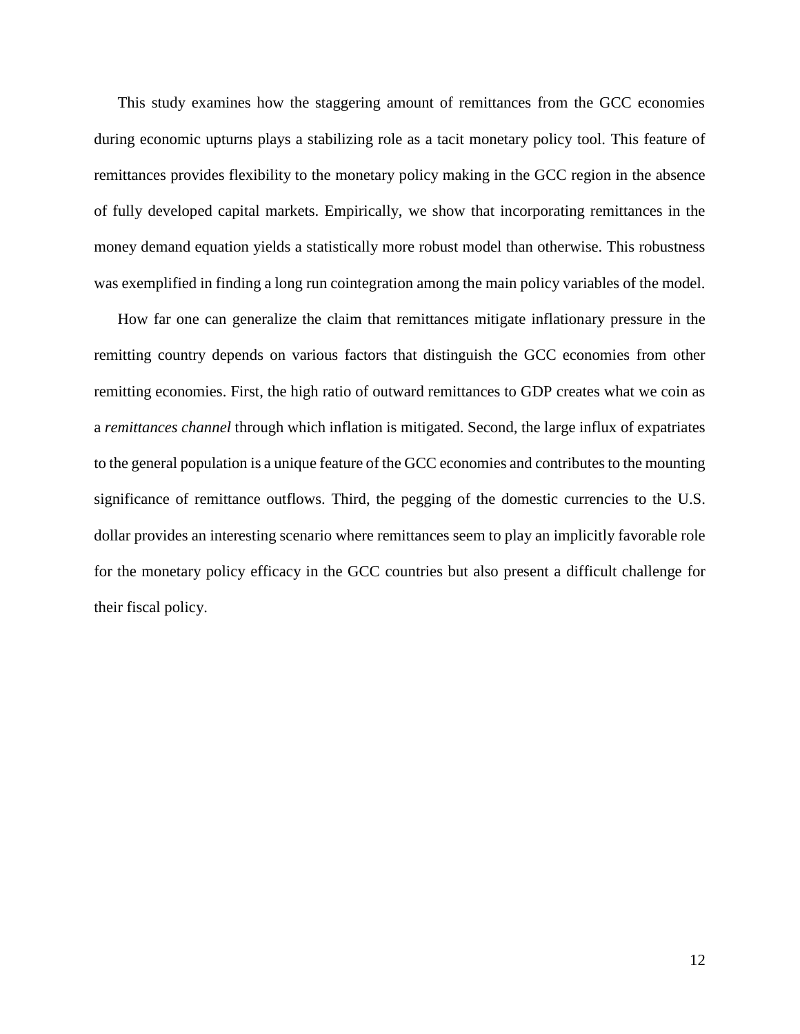This study examines how the staggering amount of remittances from the GCC economies during economic upturns plays a stabilizing role as a tacit monetary policy tool. This feature of remittances provides flexibility to the monetary policy making in the GCC region in the absence of fully developed capital markets. Empirically, we show that incorporating remittances in the money demand equation yields a statistically more robust model than otherwise. This robustness was exemplified in finding a long run cointegration among the main policy variables of the model.

How far one can generalize the claim that remittances mitigate inflationary pressure in the remitting country depends on various factors that distinguish the GCC economies from other remitting economies. First, the high ratio of outward remittances to GDP creates what we coin as a *remittances channel* through which inflation is mitigated. Second, the large influx of expatriates to the general population is a unique feature of the GCC economies and contributes to the mounting significance of remittance outflows. Third, the pegging of the domestic currencies to the U.S. dollar provides an interesting scenario where remittances seem to play an implicitly favorable role for the monetary policy efficacy in the GCC countries but also present a difficult challenge for their fiscal policy.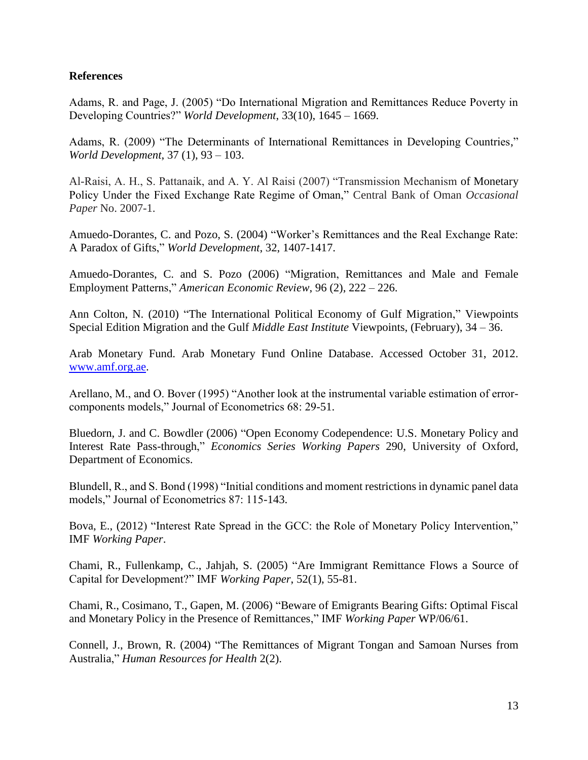**References**

Adams, R. and Page, J. (2005) "Do International Migration and Remittances Reduce Poverty in Developing Countries?" *World Development*, 33(10), 1645 – 1669.

Adams, R. (2009) "The Determinants of International Remittances in Developing Countries," *World Development*, 37 (1), 93 – 103.

Al-Raisi, A. H., S. Pattanaik, and A. Y. Al Raisi (2007) "Transmission Mechanism of Monetary Policy Under the Fixed Exchange Rate Regime of Oman," Central Bank of Oman *Occasional Paper* No. 2007-1.

Amuedo-Dorantes, C. and Pozo, S. (2004) "Worker's Remittances and the Real Exchange Rate: A Paradox of Gifts," *World Development*, 32, 1407-1417.

Amuedo-Dorantes, C. and S. Pozo (2006) "Migration, Remittances and Male and Female Employment Patterns," *American Economic Review*, 96 (2), 222 – 226.

Ann Colton, N. (2010) "The International Political Economy of Gulf Migration," Viewpoints Special Edition Migration and the Gulf *Middle East Institute* Viewpoints, (February), 34 – 36.

Arab Monetary Fund. Arab Monetary Fund Online Database. Accessed October 31, 2012. www.amf.org.ae.

Arellano, M., and O. Bover (1995) "Another look at the instrumental variable estimation of error-components models," Journal of Econometrics 68: 29-51.

Bluedorn, J. and C. Bowdler (2006) "Open Economy Codependence: U.S. Monetary Policy and Interest Rate Pass-through," *Economics Series Working Papers* 290, University of Oxford, Department of Economics.

Blundell, R., and S. Bond (1998) "Initial conditions and moment restrictions in dynamic panel data models," Journal of Econometrics 87: 115-143.

Bova, E., (2012) "Interest Rate Spread in the GCC: the Role of Monetary Policy Intervention," IMF *Working Paper*.

Chami, R., Fullenkamp, C., Jahjah, S. (2005) "Are Immigrant Remittance Flows a Source of Capital for Development?" IMF *Working Paper*, 52(1), 55-81.

Chami, R., Cosimano, T., Gapen, M. (2006) "Beware of Emigrants Bearing Gifts: Optimal Fiscal and Monetary Policy in the Presence of Remittances," IMF *Working Paper* WP/06/61.

Connell, J., Brown, R. (2004) "The Remittances of Migrant Tongan and Samoan Nurses from Australia," *Human Resources for Health* 2(2).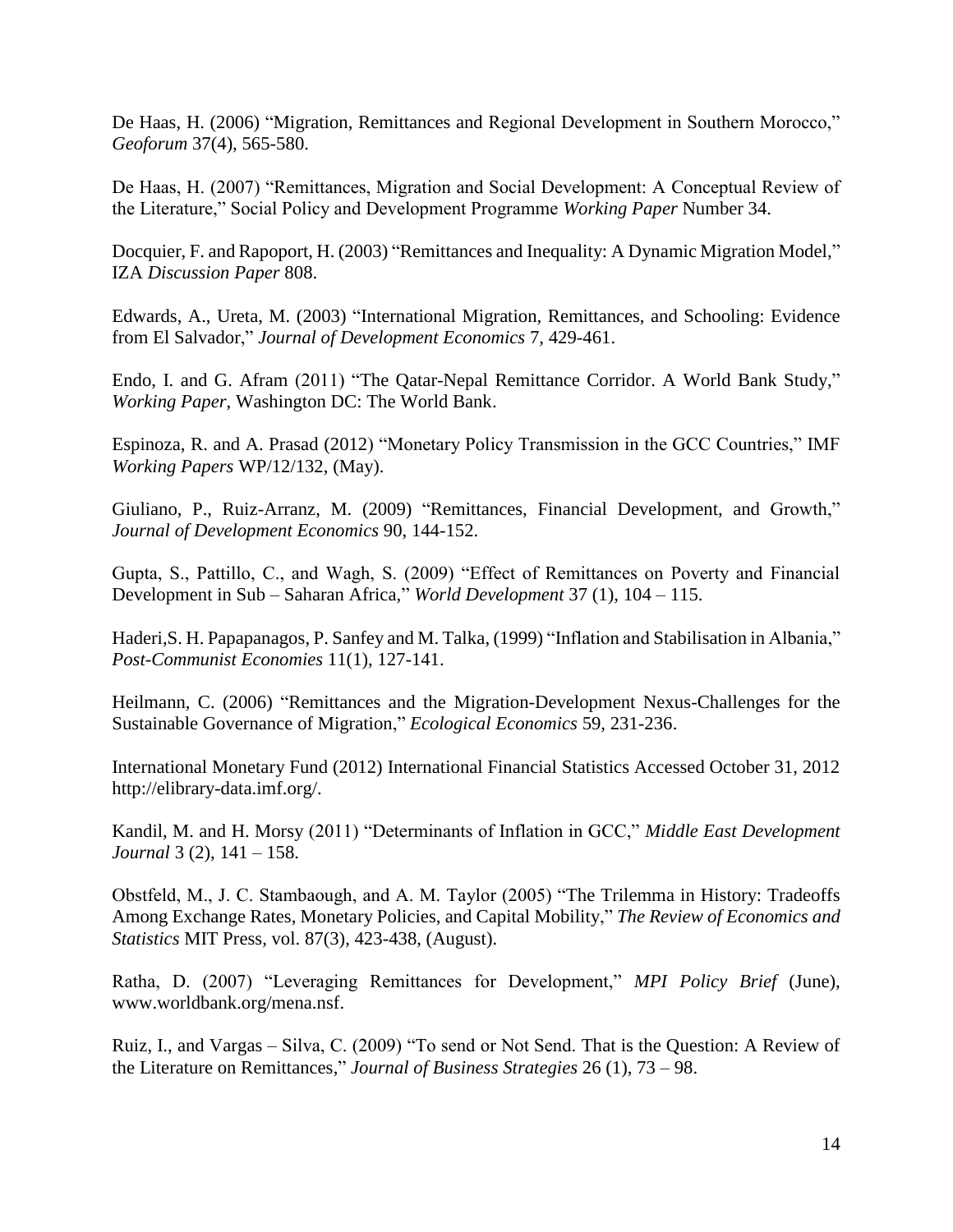De Haas, H. (2006) "Migration, Remittances and Regional Development in Southern Morocco," *Geoforum* 37(4), 565-580.

De Haas, H. (2007) "Remittances, Migration and Social Development: A Conceptual Review of the Literature," Social Policy and Development Programme *Working Paper* Number 34.

Docquier, F. and Rapoport, H. (2003) "Remittances and Inequality: A Dynamic Migration Model," IZA *Discussion Paper* 808.

Edwards, A., Ureta, M. (2003) "International Migration, Remittances, and Schooling: Evidence from El Salvador," *Journal of Development Economics* 7, 429-461.

Endo, I. and G. Afram (2011) "The Qatar-Nepal Remittance Corridor. A World Bank Study," *Working Paper*, Washington DC: The World Bank.

Espinoza, R. and A. Prasad (2012) "Monetary Policy Transmission in the GCC Countries," IMF *Working Papers* WP/12/132, (May).

Giuliano, P., Ruiz-Arranz, M. (2009) "Remittances, Financial Development, and Growth," *Journal of Development Economics* 90, 144-152.

Gupta, S., Pattillo, C., and Wagh, S. (2009) "Effect of Remittances on Poverty and Financial Development in Sub – Saharan Africa," *World Development* 37 (1), 104 – 115.

Haderi,S. H. Papapanagos, P. Sanfey and M. Talka, (1999) "Inflation and Stabilisation in Albania," *Post-Communist Economies* 11(1), 127-141.

Heilmann, C. (2006) "Remittances and the Migration-Development Nexus-Challenges for the Sustainable Governance of Migration," *Ecological Economics* 59, 231-236.

International Monetary Fund (2012) International Financial Statistics Accessed October 31, 2012 http://elibrary-data.imf.org/.

Kandil, M. and H. Morsy (2011) "Determinants of Inflation in GCC," *Middle East Development Journal* 3 (2), 141 – 158.

Obstfeld, M., J. C. Stambaough, and A. M. Taylor (2005) "The Trilemma in History: Tradeoffs Among Exchange Rates, Monetary Policies, and Capital Mobility," *The Review of Economics and Statistics* MIT Press, vol. 87(3), 423-438, (August).

Ratha, D. (2007) "Leveraging Remittances for Development," *MPI Policy Brief* (June), www.worldbank.org/mena.nsf.

Ruiz, I., and Vargas – Silva, C. (2009) "To send or Not Send. That is the Question: A Review of the Literature on Remittances," *Journal of Business Strategies* 26 (1), 73 – 98.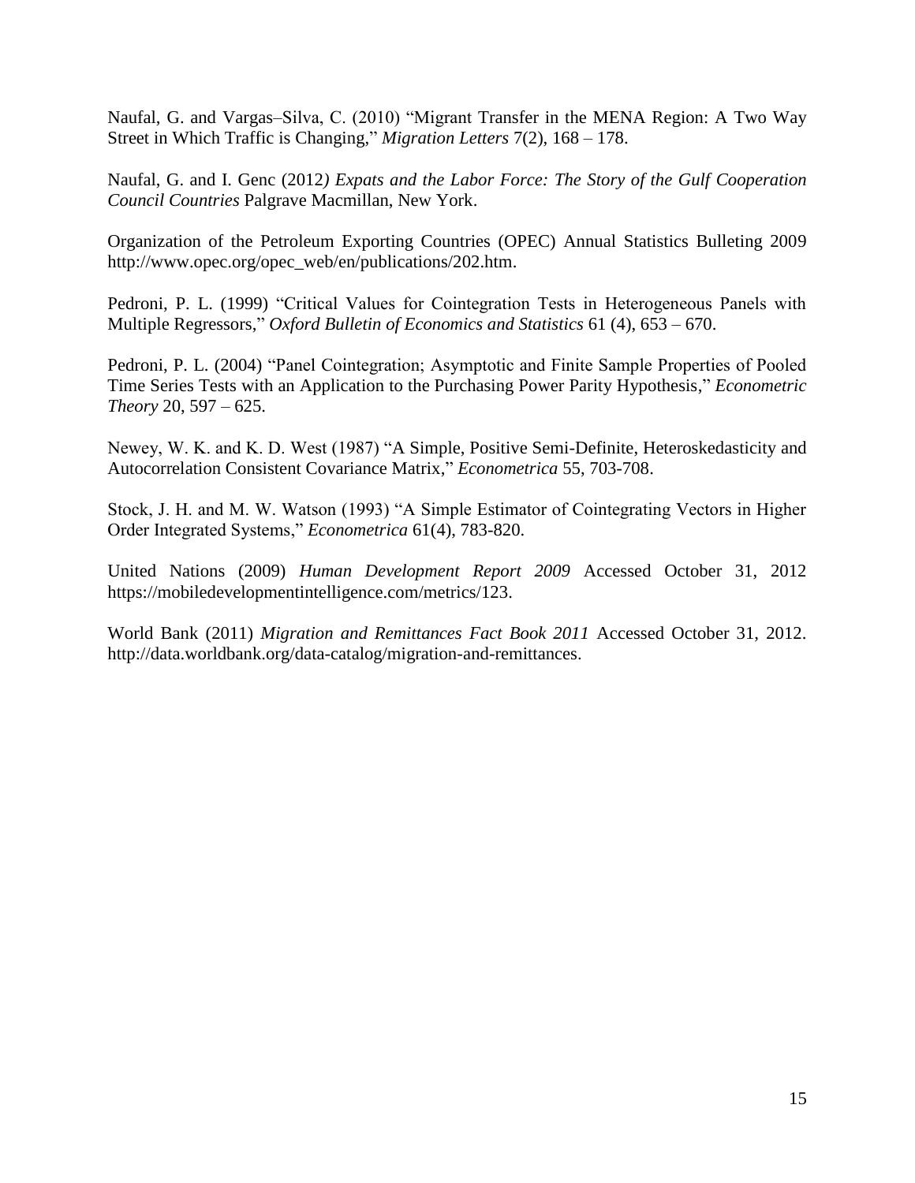Naufal, G. and Vargas–Silva, C. (2010) "Migrant Transfer in the MENA Region: A Two Way Street in Which Traffic is Changing," *Migration Letters* 7(2), 168 – 178.

Naufal, G. and I. Genc (2012*) Expats and the Labor Force: The Story of the Gulf Cooperation Council Countries* Palgrave Macmillan, New York.

Organization of the Petroleum Exporting Countries (OPEC) Annual Statistics Bulleting 2009 http://www.opec.org/opec_web/en/publications/202.htm.

Pedroni, P. L. (1999) "Critical Values for Cointegration Tests in Heterogeneous Panels with Multiple Regressors," *Oxford Bulletin of Economics and Statistics* 61 (4), 653 – 670.

Pedroni, P. L. (2004) "Panel Cointegration; Asymptotic and Finite Sample Properties of Pooled Time Series Tests with an Application to the Purchasing Power Parity Hypothesis," *Econometric Theory* 20, 597 – 625.

Newey, W. K. and K. D. West (1987) "A Simple, Positive Semi-Definite, Heteroskedasticity and Autocorrelation Consistent Covariance Matrix," *Econometrica* 55, 703-708.

Stock, J. H. and M. W. Watson (1993) "A Simple Estimator of Cointegrating Vectors in Higher Order Integrated Systems," *Econometrica* 61(4), 783-820.

United Nations (2009) *Human Development Report 2009* Accessed October 31, 2012 https://mobiledevelopmentintelligence.com/metrics/123.

World Bank (2011) *Migration and Remittances Fact Book 2011* Accessed October 31, 2012. http://data.worldbank.org/data-catalog/migration-and-remittances.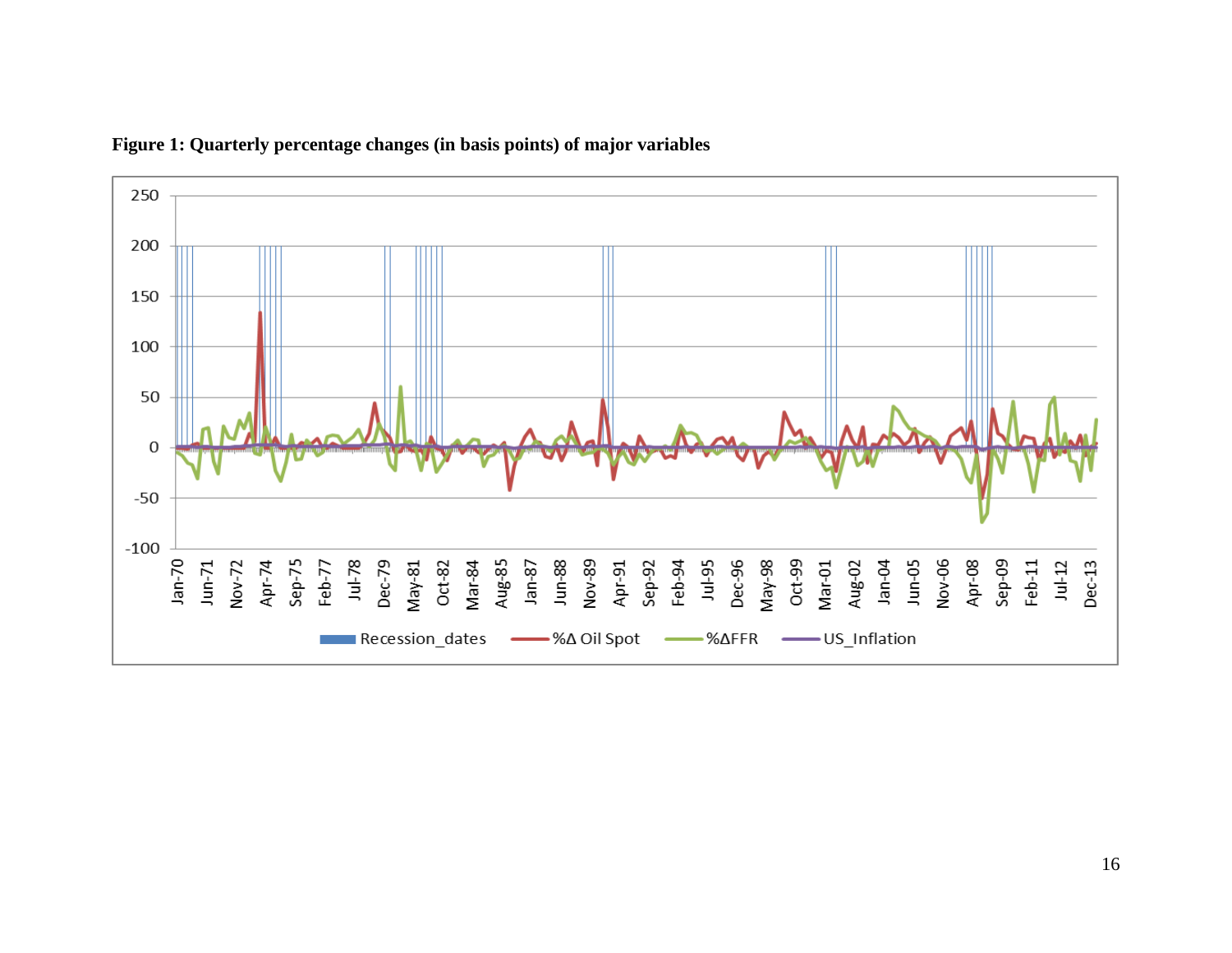**Figure 1: Quarterly percentage changes (in basis points) of major variables**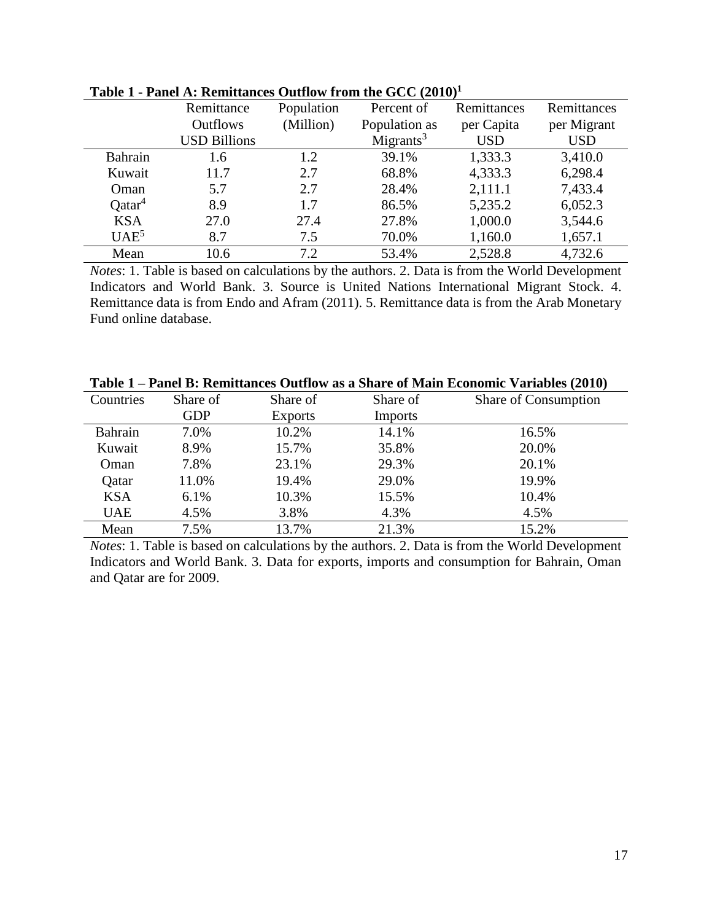**Table 1 - Panel A: Remittances Outflow from the GCC (2010)[1]**

| | Remittance Outflows USD Billions | Population (Million) | Percent of Population as Migrants[3] | Remittances per Capita USD | Remittances per Migrant USD |
|---|---|---|---|---|---|
| Bahrain | 1.6 | 1.2 | 39.1% | 1,333.3 | 3,410.0 |
| Kuwait | 11.7 | 2.7 | 68.8% | 4,333.3 | 6,298.4 |
| Oman | 5.7 | 2.7 | 28.4% | 2,111.1 | 7,433.4 |
| Qatar[4] | 8.9 | 1.7 | 86.5% | 5,235.2 | 6,052.3 |
| KSA | 27.0 | 27.4 | 27.8% | 1,000.0 | 3,544.6 |
| UAE[5] | 8.7 | 7.5 | 70.0% | 1,160.0 | 1,657.1 |
| Mean | 10.6 | 7.2 | 53.4% | 2,528.8 | 4,732.6 |

*Notes*: 1. Table is based on calculations by the authors. 2. Data is from the World Development Indicators and World Bank. 3. Source is United Nations International Migrant Stock. 4. Remittance data is from Endo and Afram (2011). 5. Remittance data is from the Arab Monetary Fund online database.

**Table 1 – Panel B: Remittances Outflow as a Share of Main Economic Variables (2010)**

| Countries | Share of GDP | Share of Exports | Share of Imports | Share of Consumption |
|---|---|---|---|---|
| Bahrain | 7.0% | 10.2% | 14.1% | 16.5% |
| Kuwait | 8.9% | 15.7% | 35.8% | 20.0% |
| Oman | 7.8% | 23.1% | 29.3% | 20.1% |
| Qatar | 11.0% | 19.4% | 29.0% | 19.9% |
| KSA | 6.1% | 10.3% | 15.5% | 10.4% |
| UAE | 4.5% | 3.8% | 4.3% | 4.5% |
| Mean | 7.5% | 13.7% | 21.3% | 15.2% |

*Notes*: 1. Table is based on calculations by the authors. 2. Data is from the World Development Indicators and World Bank. 3. Data for exports, imports and consumption for Bahrain, Oman and Qatar are for 2009.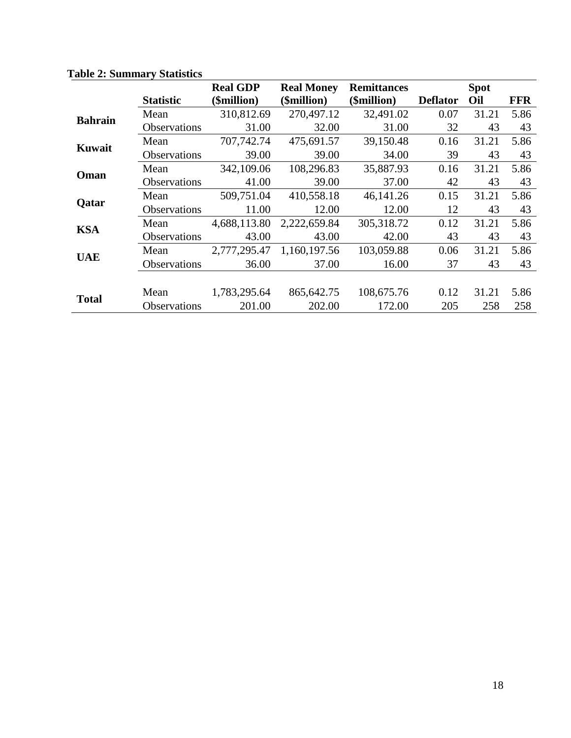**Table 2: Summary Statistics**

| | Statistic | Real GDP ($million) | Real Money ($million) | Remittances ($million) | Deflator | Spot Oil | FFR |
|---|---|---|---|---|---|---|---|
| **Bahrain** | Mean | 310,812.69 | 270,497.12 | 32,491.02 | 0.07 | 31.21 | 5.86 |
| | Observations | 31.00 | 32.00 | 31.00 | 32 | 43 | 43 |
| **Kuwait** | Mean | 707,742.74 | 475,691.57 | 39,150.48 | 0.16 | 31.21 | 5.86 |
| | Observations | 39.00 | 39.00 | 34.00 | 39 | 43 | 43 |
| **Oman** | Mean | 342,109.06 | 108,296.83 | 35,887.93 | 0.16 | 31.21 | 5.86 |
| | Observations | 41.00 | 39.00 | 37.00 | 42 | 43 | 43 |
| **Qatar** | Mean | 509,751.04 | 410,558.18 | 46,141.26 | 0.15 | 31.21 | 5.86 |
| | Observations | 11.00 | 12.00 | 12.00 | 12 | 43 | 43 |
| **KSA** | Mean | 4,688,113.80 | 2,222,659.84 | 305,318.72 | 0.12 | 31.21 | 5.86 |
| | Observations | 43.00 | 43.00 | 42.00 | 43 | 43 | 43 |
| **UAE** | Mean | 2,777,295.47 | 1,160,197.56 | 103,059.88 | 0.06 | 31.21 | 5.86 |
| | Observations | 36.00 | 37.00 | 16.00 | 37 | 43 | 43 |
| **Total** | Mean | 1,783,295.64 | 865,642.75 | 108,675.76 | 0.12 | 31.21 | 5.86 |
| | Observations | 201.00 | 202.00 | 172.00 | 205 | 258 | 258 |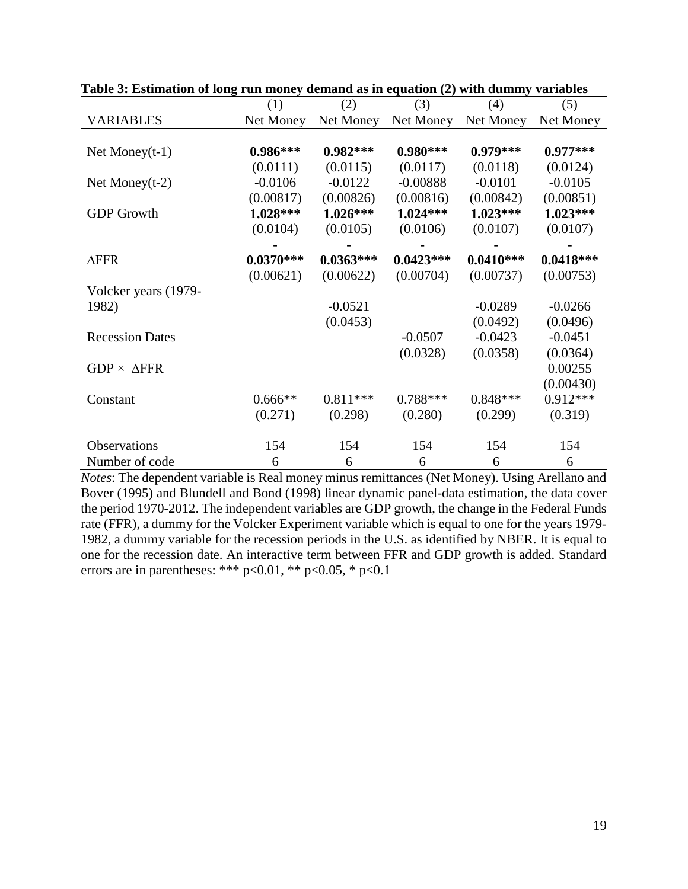**Table 3: Estimation of long run money demand as in equation (2) with dummy variables**

| VARIABLES | (1)<br>Net Money | (2)<br>Net Money | (3)<br>Net Money | (4)<br>Net Money | (5)<br>Net Money |
|---|---|---|---|---|---|
| Net Money(t-1) | **0.986\*\*\*** | **0.982\*\*\*** | **0.980\*\*\*** | **0.979\*\*\*** | **0.977\*\*\*** |
| | (0.0111) | (0.0115) | (0.0117) | (0.0118) | (0.0124) |
| Net Money(t-2) | -0.0106 | -0.0122 | -0.00888 | -0.0101 | -0.0105 |
| | (0.00817) | (0.00826) | (0.00816) | (0.00842) | (0.00851) |
| GDP Growth | **1.028\*\*\*** | **1.026\*\*\*** | **1.024\*\*\*** | **1.023\*\*\*** | **1.023\*\*\*** |
| | (0.0104) | (0.0105) | (0.0106) | (0.0107) | (0.0107) |
| $\Delta$FFR | **-0.0370\*\*\*** | **-0.0363\*\*\*** | **-0.0423\*\*\*** | **-0.0410\*\*\*** | **-0.0418\*\*\*** |
| | (0.00621) | (0.00622) | (0.00704) | (0.00737) | (0.00753) |
| Volcker years (1979-1982) | | -0.0521 | | -0.0289 | -0.0266 |
| | | (0.0453) | | (0.0492) | (0.0496) |
| Recession Dates | | | -0.0507 | -0.0423 | -0.0451 |
| | | | (0.0328) | (0.0358) | (0.0364) |
| GDP $\times$ $\Delta$FFR | | | | | 0.00255 |
| | | | | | (0.00430) |
| Constant | 0.666\*\* | 0.811\*\*\* | 0.788\*\*\* | 0.848\*\*\* | 0.912\*\*\* |
| | (0.271) | (0.298) | (0.280) | (0.299) | (0.319) |
| Observations | 154 | 154 | 154 | 154 | 154 |
| Number of code | 6 | 6 | 6 | 6 | 6 |

*Notes*: The dependent variable is Real money minus remittances (Net Money). Using Arellano and Bover (1995) and Blundell and Bond (1998) linear dynamic panel-data estimation, the data cover the period 1970-2012. The independent variables are GDP growth, the change in the Federal Funds rate (FFR), a dummy for the Volcker Experiment variable which is equal to one for the years 1979-1982, a dummy variable for the recession periods in the U.S. as identified by NBER. It is equal to one for the recession date. An interactive term between FFR and GDP growth is added. Standard errors are in parentheses: \*\*\* $p<0.01$, \*\* $p<0.05$, \* $p<0.1$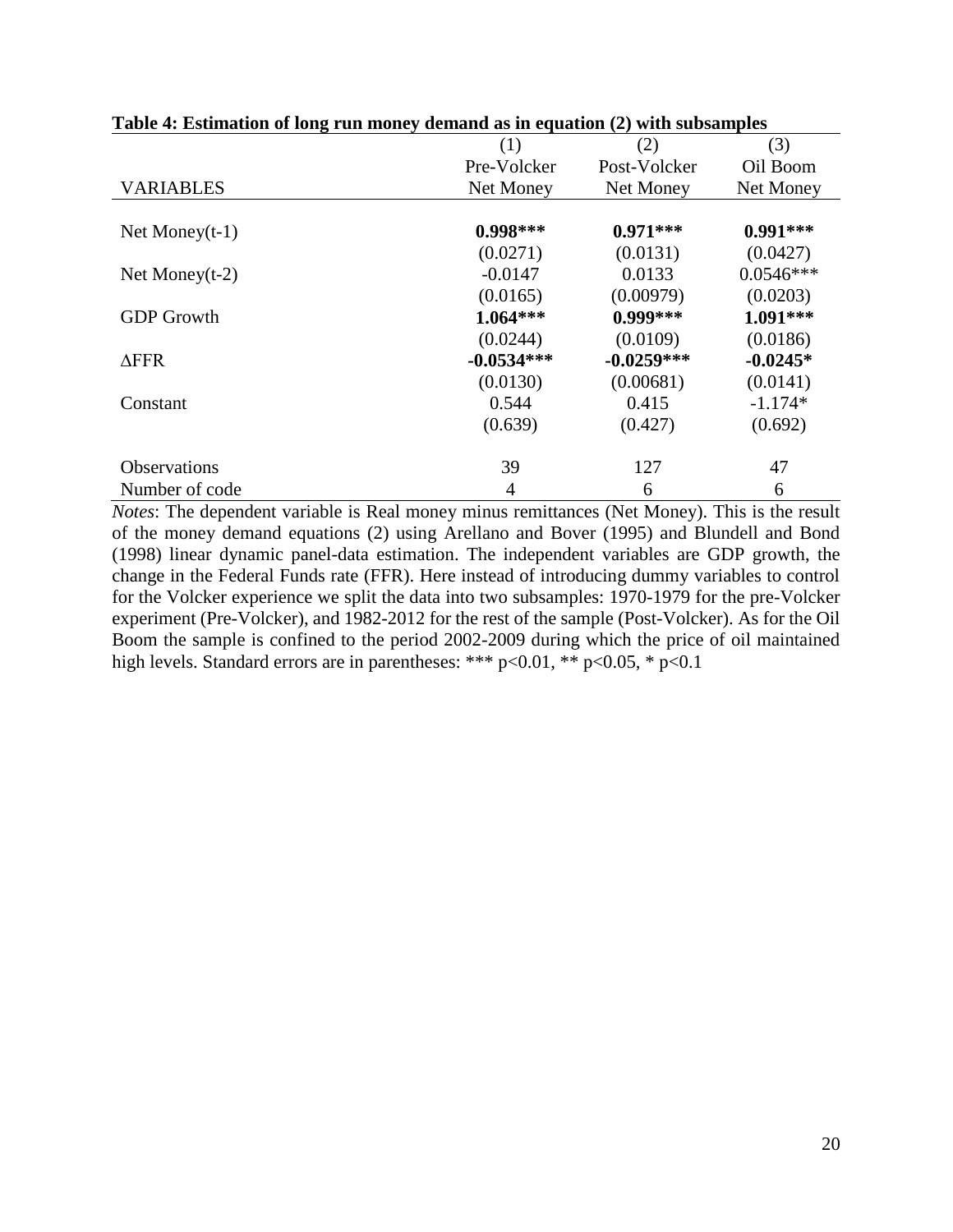**Table 4: Estimation of long run money demand as in equation (2) with subsamples**

| | (1) | (2) | (3) |
|---|---|---|---|
| | Pre-Volcker | Post-Volcker | Oil Boom |
| VARIABLES | Net Money | Net Money | Net Money |
| Net Money(t-1) | **0.998*** ** | **0.971*** ** | **0.991*** ** |
| | (0.0271) | (0.0131) | (0.0427) |
| Net Money(t-2) | -0.0147 | 0.0133 | 0.0546*** |
| | (0.0165) | (0.00979) | (0.0203) |
| GDP Growth | **1.064*** ** | **0.999*** ** | **1.091*** ** |
| | (0.0244) | (0.0109) | (0.0186) |
| ΔFFR | **-0.0534*** ** | **-0.0259*** ** | **-0.0245* ** |
| | (0.0130) | (0.00681) | (0.0141) |
| Constant | 0.544 | 0.415 | -1.174* |
| | (0.639) | (0.427) | (0.692) |
| Observations | 39 | 127 | 47 |
| Number of code | 4 | 6 | 6 |

*Notes*: The dependent variable is Real money minus remittances (Net Money). This is the result of the money demand equations (2) using Arellano and Bover (1995) and Blundell and Bond (1998) linear dynamic panel-data estimation. The independent variables are GDP growth, the change in the Federal Funds rate (FFR). Here instead of introducing dummy variables to control for the Volcker experience we split the data into two subsamples: 1970-1979 for the pre-Volcker experiment (Pre-Volcker), and 1982-2012 for the rest of the sample (Post-Volcker). As for the Oil Boom the sample is confined to the period 2002-2009 during which the price of oil maintained high levels. Standard errors are in parentheses: *** $p<0.01$, ** $p<0.05$, * $p<0.1$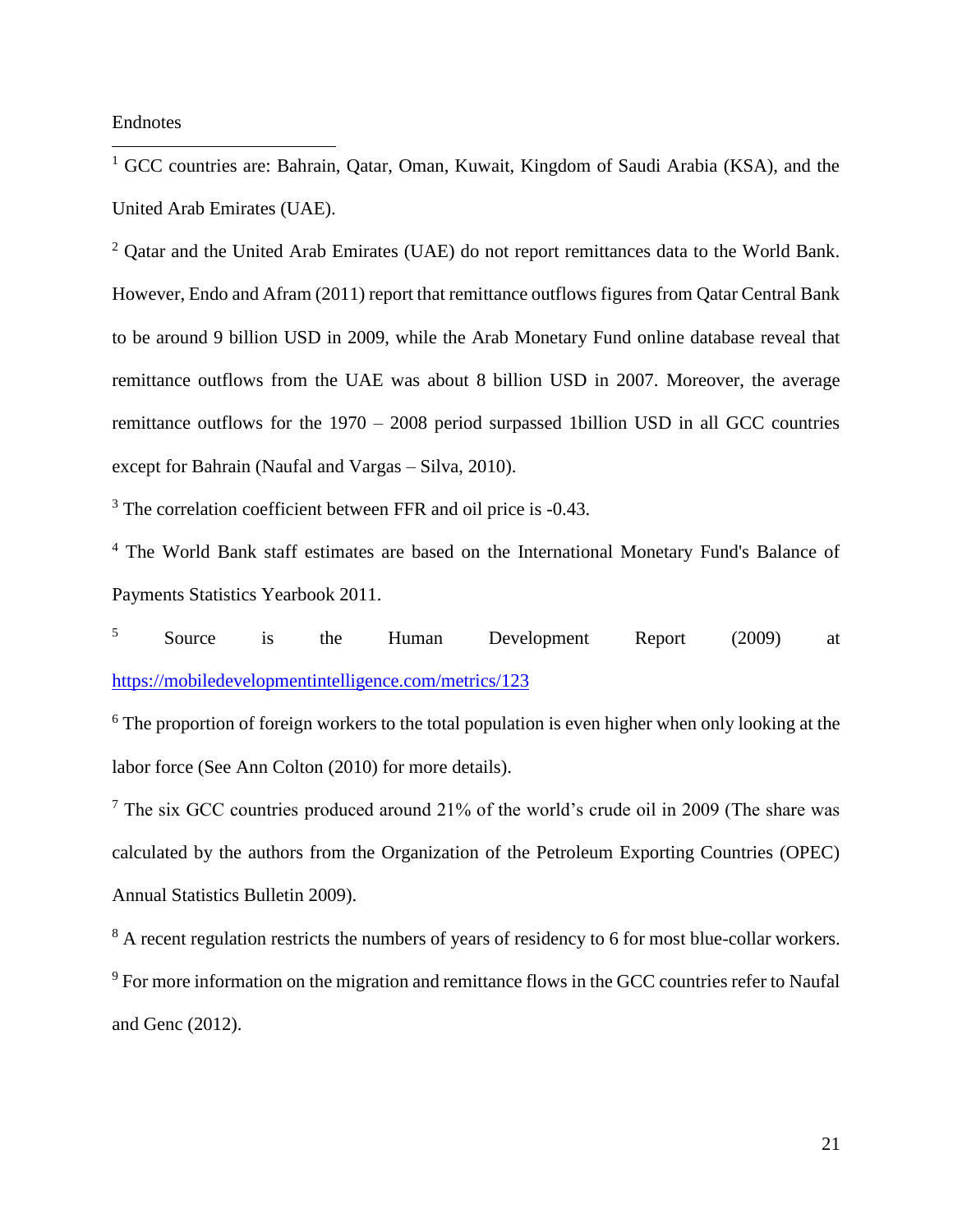Endnotes

[1] GCC countries are: Bahrain, Qatar, Oman, Kuwait, Kingdom of Saudi Arabia (KSA), and the United Arab Emirates (UAE).

[2] Qatar and the United Arab Emirates (UAE) do not report remittances data to the World Bank. However, Endo and Afram (2011) report that remittance outflows figures from Qatar Central Bank to be around 9 billion USD in 2009, while the Arab Monetary Fund online database reveal that remittance outflows from the UAE was about 8 billion USD in 2007. Moreover, the average remittance outflows for the 1970 – 2008 period surpassed 1billion USD in all GCC countries except for Bahrain (Naufal and Vargas – Silva, 2010).

[3] The correlation coefficient between FFR and oil price is -0.43.

[4] The World Bank staff estimates are based on the International Monetary Fund's Balance of Payments Statistics Yearbook 2011.

[5] Source is the Human Development Report (2009) at https://mobiledevelopmentintelligence.com/metrics/123

[6] The proportion of foreign workers to the total population is even higher when only looking at the labor force (See Ann Colton (2010) for more details).

[7] The six GCC countries produced around 21% of the world's crude oil in 2009 (The share was calculated by the authors from the Organization of the Petroleum Exporting Countries (OPEC) Annual Statistics Bulletin 2009).

[8] A recent regulation restricts the numbers of years of residency to 6 for most blue-collar workers.

[9] For more information on the migration and remittance flows in the GCC countries refer to Naufal and Genc (2012).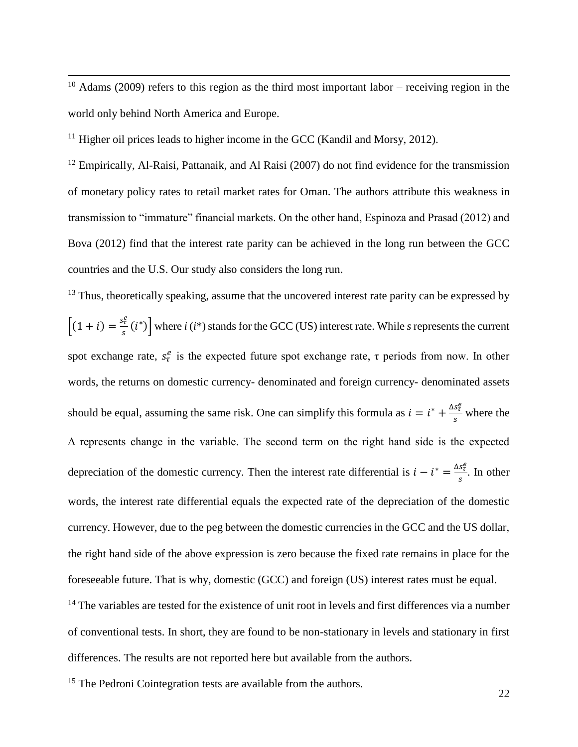[10] Adams (2009) refers to this region as the third most important labor – receiving region in the world only behind North America and Europe.

[11] Higher oil prices leads to higher income in the GCC (Kandil and Morsy, 2012).

[12] Empirically, Al-Raisi, Pattanaik, and Al Raisi (2007) do not find evidence for the transmission of monetary policy rates to retail market rates for Oman. The authors attribute this weakness in transmission to "immature" financial markets. On the other hand, Espinoza and Prasad (2012) and Bova (2012) find that the interest rate parity can be achieved in the long run between the GCC countries and the U.S. Our study also considers the long run.

[13] Thus, theoretically speaking, assume that the uncovered interest rate parity can be expressed by $\left[(1+i) = \frac{s_\tau^e}{s}(i^*)\right]$ where $i$ ($i$\*) stands for the GCC (US) interest rate. While $s$ represents the current spot exchange rate, $s_\tau^e$ is the expected future spot exchange rate, τ periods from now. In other words, the returns on domestic currency- denominated and foreign currency- denominated assets should be equal, assuming the same risk. One can simplify this formula as $i = i^* + \frac{\Delta s_\tau^e}{s}$ where the Δ represents change in the variable. The second term on the right hand side is the expected depreciation of the domestic currency. Then the interest rate differential is $i - i^* = \frac{\Delta s_\tau^e}{s}$. In other words, the interest rate differential equals the expected rate of the depreciation of the domestic currency. However, due to the peg between the domestic currencies in the GCC and the US dollar, the right hand side of the above expression is zero because the fixed rate remains in place for the foreseeable future. That is why, domestic (GCC) and foreign (US) interest rates must be equal.

[14] The variables are tested for the existence of unit root in levels and first differences via a number of conventional tests. In short, they are found to be non-stationary in levels and stationary in first differences. The results are not reported here but available from the authors.

[15] The Pedroni Cointegration tests are available from the authors.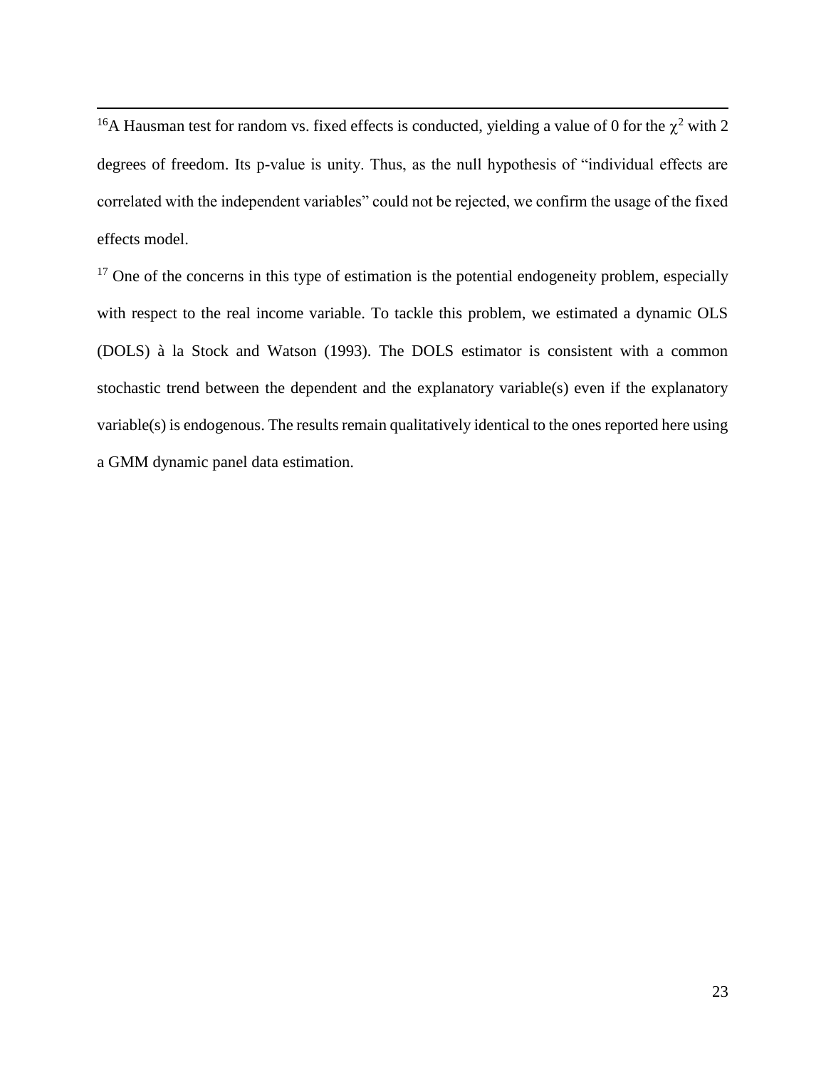[16]A Hausman test for random vs. fixed effects is conducted, yielding a value of 0 for the $\chi^2$ with 2 degrees of freedom. Its p-value is unity. Thus, as the null hypothesis of "individual effects are correlated with the independent variables" could not be rejected, we confirm the usage of the fixed effects model.

[17] One of the concerns in this type of estimation is the potential endogeneity problem, especially with respect to the real income variable. To tackle this problem, we estimated a dynamic OLS (DOLS) à la Stock and Watson (1993). The DOLS estimator is consistent with a common stochastic trend between the dependent and the explanatory variable(s) even if the explanatory variable(s) is endogenous. The results remain qualitatively identical to the ones reported here using a GMM dynamic panel data estimation.